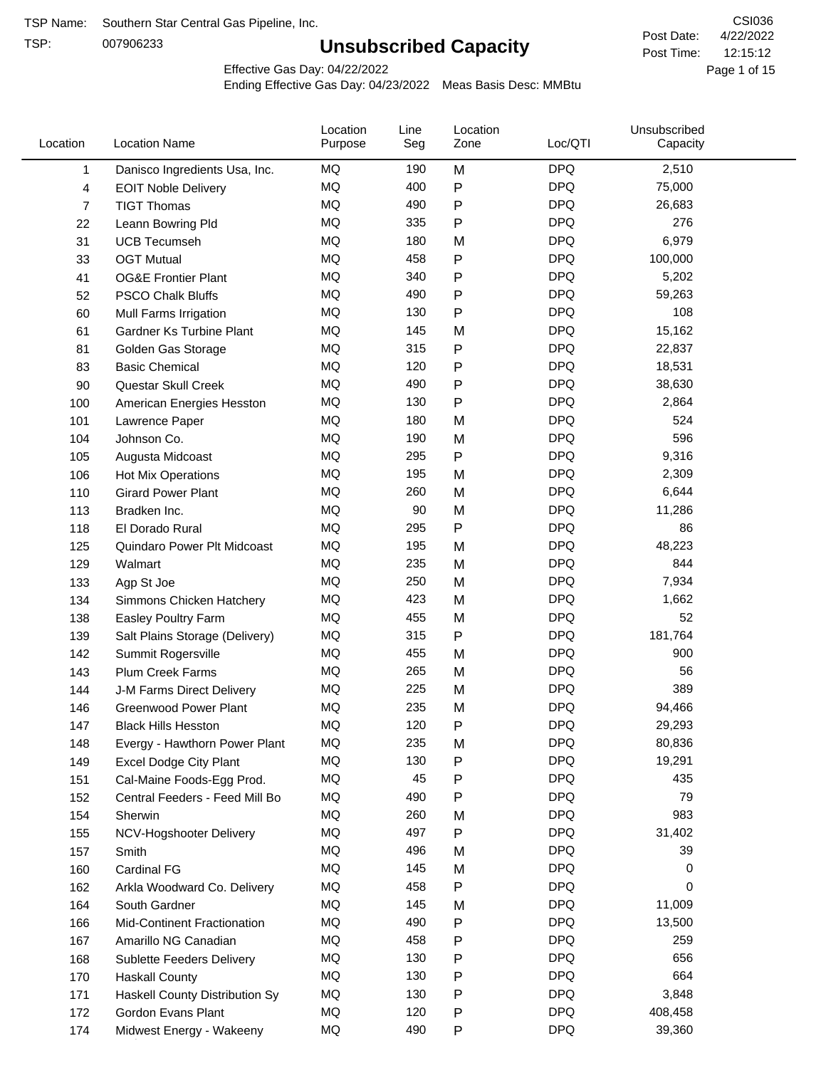TSP Name: Southern Star Central Gas Pipeline, Inc.

TSP: 007906233

# Unsubscribed Capacity

CSI036

Post Date: 4/22/2022

Post Time: 12:15:12

Effective Gas Day: 04/22/2022

Ending Effective Gas Day: 04/23/2022 Meas Basis Desc: MMBtu

| Location | Location Name | Location Purpose | Line Seg | Location Zone | Loc/QTI | Unsubscribed Capacity |
|---|---|---|---|---|---|---|
| 1 | Danisco Ingredients Usa, Inc. | MQ | 190 | M | DPQ | 2,510 |
| 4 | EOIT Noble Delivery | MQ | 400 | P | DPQ | 75,000 |
| 7 | TIGT Thomas | MQ | 490 | P | DPQ | 26,683 |
| 22 | Leann Bowring Pld | MQ | 335 | P | DPQ | 276 |
| 31 | UCB Tecumseh | MQ | 180 | M | DPQ | 6,979 |
| 33 | OGT Mutual | MQ | 458 | P | DPQ | 100,000 |
| 41 | OG&E Frontier Plant | MQ | 340 | P | DPQ | 5,202 |
| 52 | PSCO Chalk Bluffs | MQ | 490 | P | DPQ | 59,263 |
| 60 | Mull Farms Irrigation | MQ | 130 | P | DPQ | 108 |
| 61 | Gardner Ks Turbine Plant | MQ | 145 | M | DPQ | 15,162 |
| 81 | Golden Gas Storage | MQ | 315 | P | DPQ | 22,837 |
| 83 | Basic Chemical | MQ | 120 | P | DPQ | 18,531 |
| 90 | Questar Skull Creek | MQ | 490 | P | DPQ | 38,630 |
| 100 | American Energies Hesston | MQ | 130 | P | DPQ | 2,864 |
| 101 | Lawrence Paper | MQ | 180 | M | DPQ | 524 |
| 104 | Johnson Co. | MQ | 190 | M | DPQ | 596 |
| 105 | Augusta Midcoast | MQ | 295 | P | DPQ | 9,316 |
| 106 | Hot Mix Operations | MQ | 195 | M | DPQ | 2,309 |
| 110 | Girard Power Plant | MQ | 260 | M | DPQ | 6,644 |
| 113 | Bradken Inc. | MQ | 90 | M | DPQ | 11,286 |
| 118 | El Dorado Rural | MQ | 295 | P | DPQ | 86 |
| 125 | Quindaro Power Plt Midcoast | MQ | 195 | M | DPQ | 48,223 |
| 129 | Walmart | MQ | 235 | M | DPQ | 844 |
| 133 | Agp St Joe | MQ | 250 | M | DPQ | 7,934 |
| 134 | Simmons Chicken Hatchery | MQ | 423 | M | DPQ | 1,662 |
| 138 | Easley Poultry Farm | MQ | 455 | M | DPQ | 52 |
| 139 | Salt Plains Storage (Delivery) | MQ | 315 | P | DPQ | 181,764 |
| 142 | Summit Rogersville | MQ | 455 | M | DPQ | 900 |
| 143 | Plum Creek Farms | MQ | 265 | M | DPQ | 56 |
| 144 | J-M Farms Direct Delivery | MQ | 225 | M | DPQ | 389 |
| 146 | Greenwood Power Plant | MQ | 235 | M | DPQ | 94,466 |
| 147 | Black Hills Hesston | MQ | 120 | P | DPQ | 29,293 |
| 148 | Evergy - Hawthorn Power Plant | MQ | 235 | M | DPQ | 80,836 |
| 149 | Excel Dodge City Plant | MQ | 130 | P | DPQ | 19,291 |
| 151 | Cal-Maine Foods-Egg Prod. | MQ | 45 | P | DPQ | 435 |
| 152 | Central Feeders - Feed Mill Bo | MQ | 490 | P | DPQ | 79 |
| 154 | Sherwin | MQ | 260 | M | DPQ | 983 |
| 155 | NCV-Hogshooter Delivery | MQ | 497 | P | DPQ | 31,402 |
| 157 | Smith | MQ | 496 | M | DPQ | 39 |
| 160 | Cardinal FG | MQ | 145 | M | DPQ | 0 |
| 162 | Arkla Woodward Co. Delivery | MQ | 458 | P | DPQ | 0 |
| 164 | South Gardner | MQ | 145 | M | DPQ | 11,009 |
| 166 | Mid-Continent Fractionation | MQ | 490 | P | DPQ | 13,500 |
| 167 | Amarillo NG Canadian | MQ | 458 | P | DPQ | 259 |
| 168 | Sublette Feeders Delivery | MQ | 130 | P | DPQ | 656 |
| 170 | Haskall County | MQ | 130 | P | DPQ | 664 |
| 171 | Haskall County Distribution Sy | MQ | 130 | P | DPQ | 3,848 |
| 172 | Gordon Evans Plant | MQ | 120 | P | DPQ | 408,458 |
| 174 | Midwest Energy - Wakeeny | MQ | 490 | P | DPQ | 39,360 |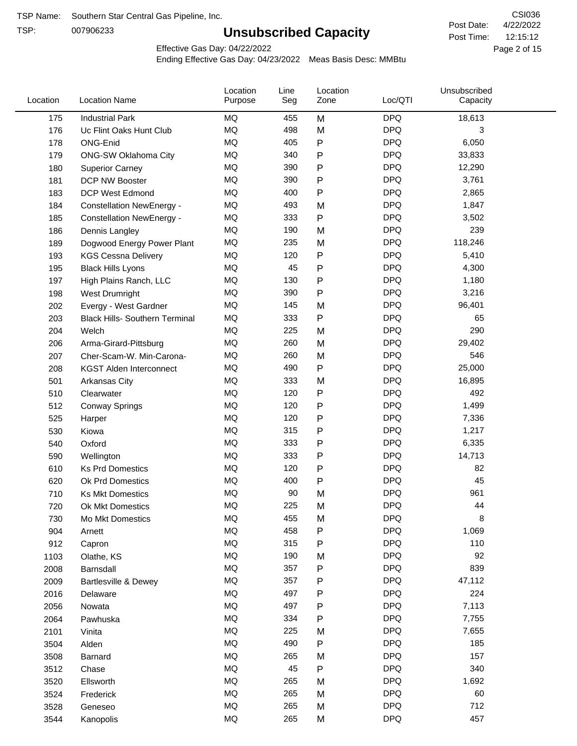TSP Name: Southern Star Central Gas Pipeline, Inc.

TSP: 007906233

# Unsubscribed Capacity

CSI036

Post Date: 4/22/2022

Post Time: 12:15:12

Effective Gas Day: 04/22/2022

Ending Effective Gas Day: 04/23/2022 Meas Basis Desc: MMBtu

| Location | Location Name | Location Purpose | Line Seg | Location Zone | Loc/QTI | Unsubscribed Capacity |
|---|---|---|---|---|---|---|
| 175 | Industrial Park | MQ | 455 | M | DPQ | 18,613 |
| 176 | Uc Flint Oaks Hunt Club | MQ | 498 | M | DPQ | 3 |
| 178 | ONG-Enid | MQ | 405 | P | DPQ | 6,050 |
| 179 | ONG-SW Oklahoma City | MQ | 340 | P | DPQ | 33,833 |
| 180 | Superior Carney | MQ | 390 | P | DPQ | 12,290 |
| 181 | DCP NW Booster | MQ | 390 | P | DPQ | 3,761 |
| 183 | DCP West Edmond | MQ | 400 | P | DPQ | 2,865 |
| 184 | Constellation NewEnergy - | MQ | 493 | M | DPQ | 1,847 |
| 185 | Constellation NewEnergy - | MQ | 333 | P | DPQ | 3,502 |
| 186 | Dennis Langley | MQ | 190 | M | DPQ | 239 |
| 189 | Dogwood Energy Power Plant | MQ | 235 | M | DPQ | 118,246 |
| 193 | KGS Cessna Delivery | MQ | 120 | P | DPQ | 5,410 |
| 195 | Black Hills Lyons | MQ | 45 | P | DPQ | 4,300 |
| 197 | High Plains Ranch, LLC | MQ | 130 | P | DPQ | 1,180 |
| 198 | West Drumright | MQ | 390 | P | DPQ | 3,216 |
| 202 | Evergy - West Gardner | MQ | 145 | M | DPQ | 96,401 |
| 203 | Black Hills- Southern Terminal | MQ | 333 | P | DPQ | 65 |
| 204 | Welch | MQ | 225 | M | DPQ | 290 |
| 206 | Arma-Girard-Pittsburg | MQ | 260 | M | DPQ | 29,402 |
| 207 | Cher-Scam-W. Min-Carona- | MQ | 260 | M | DPQ | 546 |
| 208 | KGST Alden Interconnect | MQ | 490 | P | DPQ | 25,000 |
| 501 | Arkansas City | MQ | 333 | M | DPQ | 16,895 |
| 510 | Clearwater | MQ | 120 | P | DPQ | 492 |
| 512 | Conway Springs | MQ | 120 | P | DPQ | 1,499 |
| 525 | Harper | MQ | 120 | P | DPQ | 7,336 |
| 530 | Kiowa | MQ | 315 | P | DPQ | 1,217 |
| 540 | Oxford | MQ | 333 | P | DPQ | 6,335 |
| 590 | Wellington | MQ | 333 | P | DPQ | 14,713 |
| 610 | Ks Prd Domestics | MQ | 120 | P | DPQ | 82 |
| 620 | Ok Prd Domestics | MQ | 400 | P | DPQ | 45 |
| 710 | Ks Mkt Domestics | MQ | 90 | M | DPQ | 961 |
| 720 | Ok Mkt Domestics | MQ | 225 | M | DPQ | 44 |
| 730 | Mo Mkt Domestics | MQ | 455 | M | DPQ | 8 |
| 904 | Arnett | MQ | 458 | P | DPQ | 1,069 |
| 912 | Capron | MQ | 315 | P | DPQ | 110 |
| 1103 | Olathe, KS | MQ | 190 | M | DPQ | 92 |
| 2008 | Barnsdall | MQ | 357 | P | DPQ | 839 |
| 2009 | Bartlesville & Dewey | MQ | 357 | P | DPQ | 47,112 |
| 2016 | Delaware | MQ | 497 | P | DPQ | 224 |
| 2056 | Nowata | MQ | 497 | P | DPQ | 7,113 |
| 2064 | Pawhuska | MQ | 334 | P | DPQ | 7,755 |
| 2101 | Vinita | MQ | 225 | M | DPQ | 7,655 |
| 3504 | Alden | MQ | 490 | P | DPQ | 185 |
| 3508 | Barnard | MQ | 265 | M | DPQ | 157 |
| 3512 | Chase | MQ | 45 | P | DPQ | 340 |
| 3520 | Ellsworth | MQ | 265 | M | DPQ | 1,692 |
| 3524 | Frederick | MQ | 265 | M | DPQ | 60 |
| 3528 | Geneseo | MQ | 265 | M | DPQ | 712 |
| 3544 | Kanopolis | MQ | 265 | M | DPQ | 457 |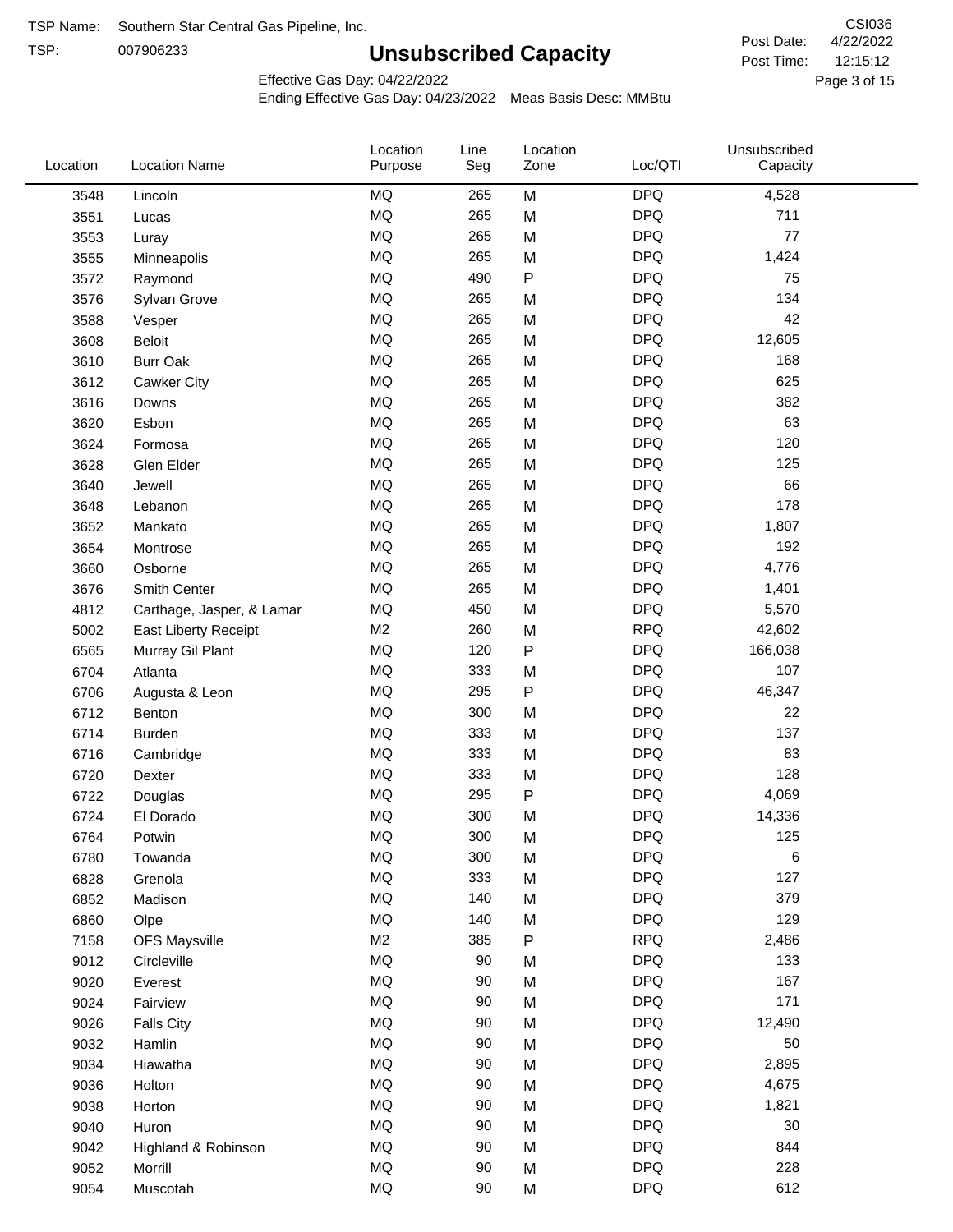TSP Name: Southern Star Central Gas Pipeline, Inc.

TSP: 007906233

# Unsubscribed Capacity

CSI036

Post Date: 4/22/2022

Post Time: 12:15:12

Effective Gas Day: 04/22/2022

Ending Effective Gas Day: 04/23/2022 Meas Basis Desc: MMBtu

| Location | Location Name | Location Purpose | Line Seg | Location Zone | Loc/QTI | Unsubscribed Capacity |
|---|---|---|---|---|---|---|
| 3548 | Lincoln | MQ | 265 | M | DPQ | 4,528 |
| 3551 | Lucas | MQ | 265 | M | DPQ | 711 |
| 3553 | Luray | MQ | 265 | M | DPQ | 77 |
| 3555 | Minneapolis | MQ | 265 | M | DPQ | 1,424 |
| 3572 | Raymond | MQ | 490 | P | DPQ | 75 |
| 3576 | Sylvan Grove | MQ | 265 | M | DPQ | 134 |
| 3588 | Vesper | MQ | 265 | M | DPQ | 42 |
| 3608 | Beloit | MQ | 265 | M | DPQ | 12,605 |
| 3610 | Burr Oak | MQ | 265 | M | DPQ | 168 |
| 3612 | Cawker City | MQ | 265 | M | DPQ | 625 |
| 3616 | Downs | MQ | 265 | M | DPQ | 382 |
| 3620 | Esbon | MQ | 265 | M | DPQ | 63 |
| 3624 | Formosa | MQ | 265 | M | DPQ | 120 |
| 3628 | Glen Elder | MQ | 265 | M | DPQ | 125 |
| 3640 | Jewell | MQ | 265 | M | DPQ | 66 |
| 3648 | Lebanon | MQ | 265 | M | DPQ | 178 |
| 3652 | Mankato | MQ | 265 | M | DPQ | 1,807 |
| 3654 | Montrose | MQ | 265 | M | DPQ | 192 |
| 3660 | Osborne | MQ | 265 | M | DPQ | 4,776 |
| 3676 | Smith Center | MQ | 265 | M | DPQ | 1,401 |
| 4812 | Carthage, Jasper, & Lamar | MQ | 450 | M | DPQ | 5,570 |
| 5002 | East Liberty Receipt | M2 | 260 | M | RPQ | 42,602 |
| 6565 | Murray Gil Plant | MQ | 120 | P | DPQ | 166,038 |
| 6704 | Atlanta | MQ | 333 | M | DPQ | 107 |
| 6706 | Augusta & Leon | MQ | 295 | P | DPQ | 46,347 |
| 6712 | Benton | MQ | 300 | M | DPQ | 22 |
| 6714 | Burden | MQ | 333 | M | DPQ | 137 |
| 6716 | Cambridge | MQ | 333 | M | DPQ | 83 |
| 6720 | Dexter | MQ | 333 | M | DPQ | 128 |
| 6722 | Douglas | MQ | 295 | P | DPQ | 4,069 |
| 6724 | El Dorado | MQ | 300 | M | DPQ | 14,336 |
| 6764 | Potwin | MQ | 300 | M | DPQ | 125 |
| 6780 | Towanda | MQ | 300 | M | DPQ | 6 |
| 6828 | Grenola | MQ | 333 | M | DPQ | 127 |
| 6852 | Madison | MQ | 140 | M | DPQ | 379 |
| 6860 | Olpe | MQ | 140 | M | DPQ | 129 |
| 7158 | OFS Maysville | M2 | 385 | P | RPQ | 2,486 |
| 9012 | Circleville | MQ | 90 | M | DPQ | 133 |
| 9020 | Everest | MQ | 90 | M | DPQ | 167 |
| 9024 | Fairview | MQ | 90 | M | DPQ | 171 |
| 9026 | Falls City | MQ | 90 | M | DPQ | 12,490 |
| 9032 | Hamlin | MQ | 90 | M | DPQ | 50 |
| 9034 | Hiawatha | MQ | 90 | M | DPQ | 2,895 |
| 9036 | Holton | MQ | 90 | M | DPQ | 4,675 |
| 9038 | Horton | MQ | 90 | M | DPQ | 1,821 |
| 9040 | Huron | MQ | 90 | M | DPQ | 30 |
| 9042 | Highland & Robinson | MQ | 90 | M | DPQ | 844 |
| 9052 | Morrill | MQ | 90 | M | DPQ | 228 |
| 9054 | Muscotah | MQ | 90 | M | DPQ | 612 |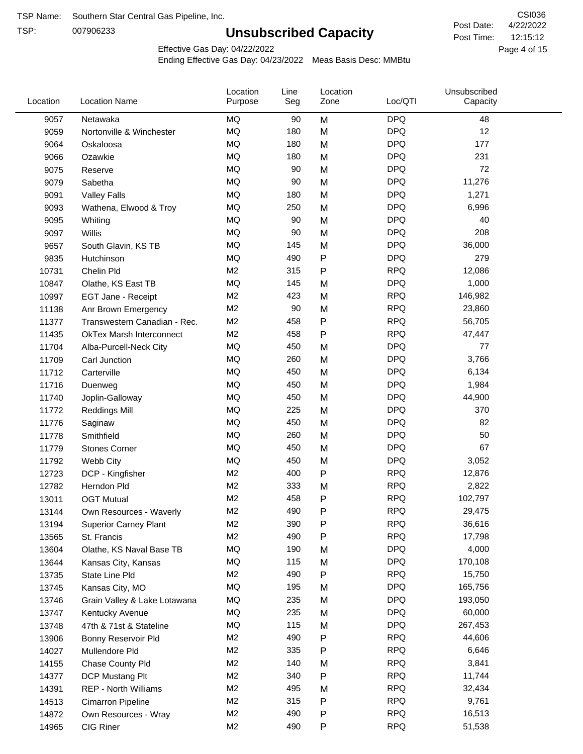TSP Name: Southern Star Central Gas Pipeline, Inc.

TSP: 007906233

# Unsubscribed Capacity

CSI036

Post Date: 4/22/2022

Post Time: 12:15:12

Effective Gas Day: 04/22/2022

Ending Effective Gas Day: 04/23/2022 Meas Basis Desc: MMBtu

| Location | Location Name | Location Purpose | Line Seg | Location Zone | Loc/QTI | Unsubscribed Capacity |
|---|---|---|---|---|---|---|
| 9057 | Netawaka | MQ | 90 | M | DPQ | 48 |
| 9059 | Nortonville & Winchester | MQ | 180 | M | DPQ | 12 |
| 9064 | Oskaloosa | MQ | 180 | M | DPQ | 177 |
| 9066 | Ozawkie | MQ | 180 | M | DPQ | 231 |
| 9075 | Reserve | MQ | 90 | M | DPQ | 72 |
| 9079 | Sabetha | MQ | 90 | M | DPQ | 11,276 |
| 9091 | Valley Falls | MQ | 180 | M | DPQ | 1,271 |
| 9093 | Wathena, Elwood & Troy | MQ | 250 | M | DPQ | 6,996 |
| 9095 | Whiting | MQ | 90 | M | DPQ | 40 |
| 9097 | Willis | MQ | 90 | M | DPQ | 208 |
| 9657 | South Glavin, KS TB | MQ | 145 | M | DPQ | 36,000 |
| 9835 | Hutchinson | MQ | 490 | P | DPQ | 279 |
| 10731 | Chelin Pld | M2 | 315 | P | RPQ | 12,086 |
| 10847 | Olathe, KS East TB | MQ | 145 | M | DPQ | 1,000 |
| 10997 | EGT Jane - Receipt | M2 | 423 | M | RPQ | 146,982 |
| 11138 | Anr Brown Emergency | M2 | 90 | M | RPQ | 23,860 |
| 11377 | Transwestern Canadian - Rec. | M2 | 458 | P | RPQ | 56,705 |
| 11435 | OkTex Marsh Interconnect | M2 | 458 | P | RPQ | 47,447 |
| 11704 | Alba-Purcell-Neck City | MQ | 450 | M | DPQ | 77 |
| 11709 | Carl Junction | MQ | 260 | M | DPQ | 3,766 |
| 11712 | Carterville | MQ | 450 | M | DPQ | 6,134 |
| 11716 | Duenweg | MQ | 450 | M | DPQ | 1,984 |
| 11740 | Joplin-Galloway | MQ | 450 | M | DPQ | 44,900 |
| 11772 | Reddings Mill | MQ | 225 | M | DPQ | 370 |
| 11776 | Saginaw | MQ | 450 | M | DPQ | 82 |
| 11778 | Smithfield | MQ | 260 | M | DPQ | 50 |
| 11779 | Stones Corner | MQ | 450 | M | DPQ | 67 |
| 11792 | Webb City | MQ | 450 | M | DPQ | 3,052 |
| 12723 | DCP - Kingfisher | M2 | 400 | P | RPQ | 12,876 |
| 12782 | Herndon Pld | M2 | 333 | M | RPQ | 2,822 |
| 13011 | OGT Mutual | M2 | 458 | P | RPQ | 102,797 |
| 13144 | Own Resources - Waverly | M2 | 490 | P | RPQ | 29,475 |
| 13194 | Superior Carney Plant | M2 | 390 | P | RPQ | 36,616 |
| 13565 | St. Francis | M2 | 490 | P | RPQ | 17,798 |
| 13604 | Olathe, KS Naval Base TB | MQ | 190 | M | DPQ | 4,000 |
| 13644 | Kansas City, Kansas | MQ | 115 | M | DPQ | 170,108 |
| 13735 | State Line Pld | M2 | 490 | P | RPQ | 15,750 |
| 13745 | Kansas City, MO | MQ | 195 | M | DPQ | 165,756 |
| 13746 | Grain Valley & Lake Lotawana | MQ | 235 | M | DPQ | 193,050 |
| 13747 | Kentucky Avenue | MQ | 235 | M | DPQ | 60,000 |
| 13748 | 47th & 71st & Stateline | MQ | 115 | M | DPQ | 267,453 |
| 13906 | Bonny Reservoir Pld | M2 | 490 | P | RPQ | 44,606 |
| 14027 | Mullendore Pld | M2 | 335 | P | RPQ | 6,646 |
| 14155 | Chase County Pld | M2 | 140 | M | RPQ | 3,841 |
| 14377 | DCP Mustang Plt | M2 | 340 | P | RPQ | 11,744 |
| 14391 | REP - North Williams | M2 | 495 | M | RPQ | 32,434 |
| 14513 | Cimarron Pipeline | M2 | 315 | P | RPQ | 9,761 |
| 14872 | Own Resources - Wray | M2 | 490 | P | RPQ | 16,513 |
| 14965 | CIG Riner | M2 | 490 | P | RPQ | 51,538 |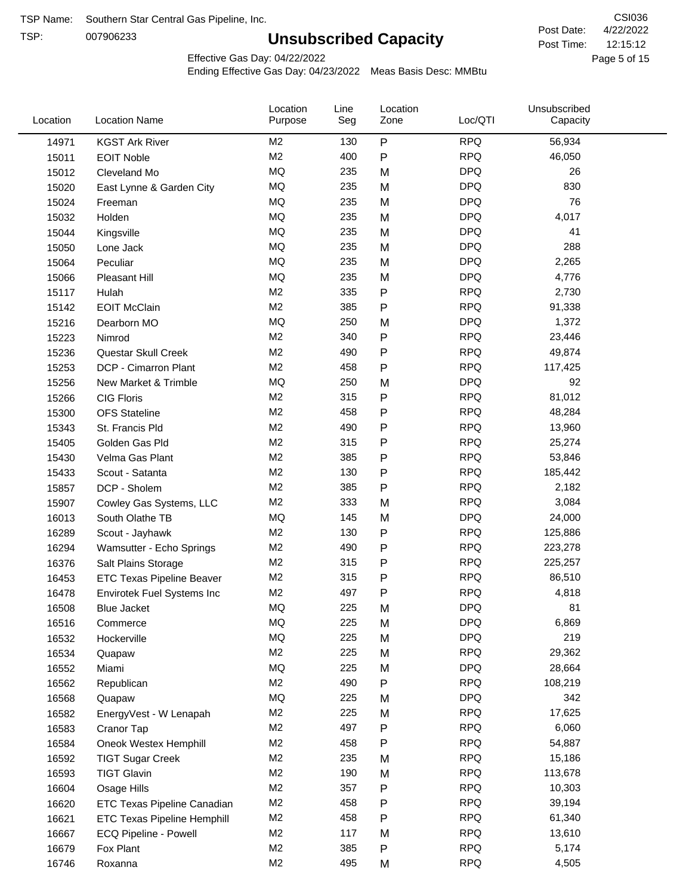TSP Name: Southern Star Central Gas Pipeline, Inc.

TSP: 007906233

# Unsubscribed Capacity

CSI036

Post Date: 4/22/2022

Post Time: 12:15:12

Effective Gas Day: 04/22/2022

Ending Effective Gas Day: 04/23/2022 Meas Basis Desc: MMBtu

| Location | Location Name | Location Purpose | Line Seg | Location Zone | Loc/QTI | Unsubscribed Capacity |
|---|---|---|---|---|---|---|
| 14971 | KGST Ark River | M2 | 130 | P | RPQ | 56,934 |
| 15011 | EOIT Noble | M2 | 400 | P | RPQ | 46,050 |
| 15012 | Cleveland Mo | MQ | 235 | M | DPQ | 26 |
| 15020 | East Lynne & Garden City | MQ | 235 | M | DPQ | 830 |
| 15024 | Freeman | MQ | 235 | M | DPQ | 76 |
| 15032 | Holden | MQ | 235 | M | DPQ | 4,017 |
| 15044 | Kingsville | MQ | 235 | M | DPQ | 41 |
| 15050 | Lone Jack | MQ | 235 | M | DPQ | 288 |
| 15064 | Peculiar | MQ | 235 | M | DPQ | 2,265 |
| 15066 | Pleasant Hill | MQ | 235 | M | DPQ | 4,776 |
| 15117 | Hulah | M2 | 335 | P | RPQ | 2,730 |
| 15142 | EOIT McClain | M2 | 385 | P | RPQ | 91,338 |
| 15216 | Dearborn MO | MQ | 250 | M | DPQ | 1,372 |
| 15223 | Nimrod | M2 | 340 | P | RPQ | 23,446 |
| 15236 | Questar Skull Creek | M2 | 490 | P | RPQ | 49,874 |
| 15253 | DCP - Cimarron Plant | M2 | 458 | P | RPQ | 117,425 |
| 15256 | New Market & Trimble | MQ | 250 | M | DPQ | 92 |
| 15266 | CIG Floris | M2 | 315 | P | RPQ | 81,012 |
| 15300 | OFS Stateline | M2 | 458 | P | RPQ | 48,284 |
| 15343 | St. Francis Pld | M2 | 490 | P | RPQ | 13,960 |
| 15405 | Golden Gas Pld | M2 | 315 | P | RPQ | 25,274 |
| 15430 | Velma Gas Plant | M2 | 385 | P | RPQ | 53,846 |
| 15433 | Scout - Satanta | M2 | 130 | P | RPQ | 185,442 |
| 15857 | DCP - Sholem | M2 | 385 | P | RPQ | 2,182 |
| 15907 | Cowley Gas Systems, LLC | M2 | 333 | M | RPQ | 3,084 |
| 16013 | South Olathe TB | MQ | 145 | M | DPQ | 24,000 |
| 16289 | Scout - Jayhawk | M2 | 130 | P | RPQ | 125,886 |
| 16294 | Wamsutter - Echo Springs | M2 | 490 | P | RPQ | 223,278 |
| 16376 | Salt Plains Storage | M2 | 315 | P | RPQ | 225,257 |
| 16453 | ETC Texas Pipeline Beaver | M2 | 315 | P | RPQ | 86,510 |
| 16478 | Envirotek Fuel Systems Inc | M2 | 497 | P | RPQ | 4,818 |
| 16508 | Blue Jacket | MQ | 225 | M | DPQ | 81 |
| 16516 | Commerce | MQ | 225 | M | DPQ | 6,869 |
| 16532 | Hockerville | MQ | 225 | M | DPQ | 219 |
| 16534 | Quapaw | M2 | 225 | M | RPQ | 29,362 |
| 16552 | Miami | MQ | 225 | M | DPQ | 28,664 |
| 16562 | Republican | M2 | 490 | P | RPQ | 108,219 |
| 16568 | Quapaw | MQ | 225 | M | DPQ | 342 |
| 16582 | EnergyVest - W Lenapah | M2 | 225 | M | RPQ | 17,625 |
| 16583 | Cranor Tap | M2 | 497 | P | RPQ | 6,060 |
| 16584 | Oneok Westex Hemphill | M2 | 458 | P | RPQ | 54,887 |
| 16592 | TIGT Sugar Creek | M2 | 235 | M | RPQ | 15,186 |
| 16593 | TIGT Glavin | M2 | 190 | M | RPQ | 113,678 |
| 16604 | Osage Hills | M2 | 357 | P | RPQ | 10,303 |
| 16620 | ETC Texas Pipeline Canadian | M2 | 458 | P | RPQ | 39,194 |
| 16621 | ETC Texas Pipeline Hemphill | M2 | 458 | P | RPQ | 61,340 |
| 16667 | ECQ Pipeline - Powell | M2 | 117 | M | RPQ | 13,610 |
| 16679 | Fox Plant | M2 | 385 | P | RPQ | 5,174 |
| 16746 | Roxanna | M2 | 495 | M | RPQ | 4,505 |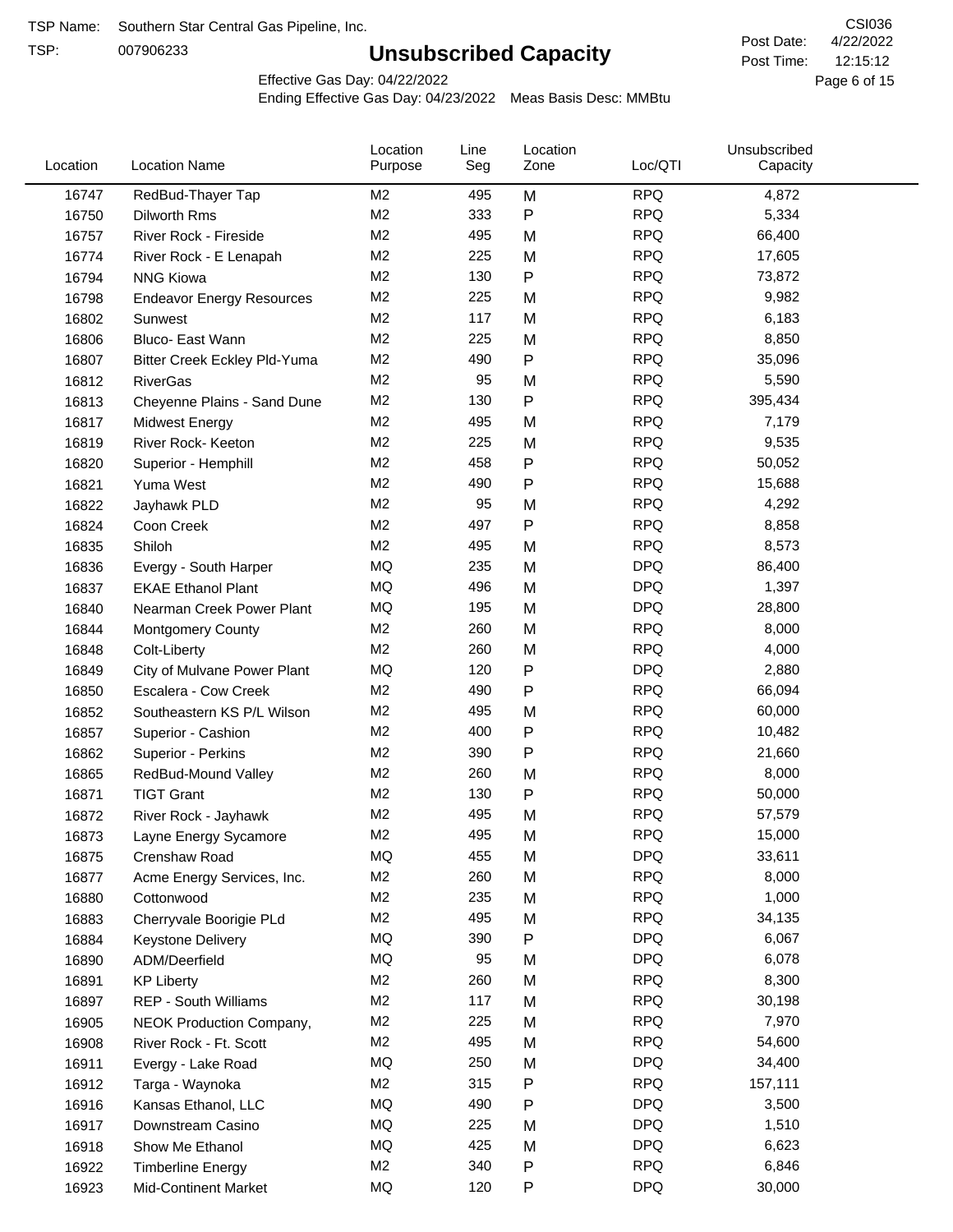TSP Name: Southern Star Central Gas Pipeline, Inc.

TSP: 007906233

# Unsubscribed Capacity

CSI036

Post Date: 4/22/2022

Post Time: 12:15:12

Effective Gas Day: 04/22/2022

Ending Effective Gas Day: 04/23/2022 Meas Basis Desc: MMBtu

| Location | Location Name | Location Purpose | Line Seg | Location Zone | Loc/QTI | Unsubscribed Capacity |
|---|---|---|---|---|---|---|
| 16747 | RedBud-Thayer Tap | M2 | 495 | M | RPQ | 4,872 |
| 16750 | Dilworth Rms | M2 | 333 | P | RPQ | 5,334 |
| 16757 | River Rock - Fireside | M2 | 495 | M | RPQ | 66,400 |
| 16774 | River Rock - E Lenapah | M2 | 225 | M | RPQ | 17,605 |
| 16794 | NNG Kiowa | M2 | 130 | P | RPQ | 73,872 |
| 16798 | Endeavor Energy Resources | M2 | 225 | M | RPQ | 9,982 |
| 16802 | Sunwest | M2 | 117 | M | RPQ | 6,183 |
| 16806 | Bluco- East Wann | M2 | 225 | M | RPQ | 8,850 |
| 16807 | Bitter Creek Eckley Pld-Yuma | M2 | 490 | P | RPQ | 35,096 |
| 16812 | RiverGas | M2 | 95 | M | RPQ | 5,590 |
| 16813 | Cheyenne Plains - Sand Dune | M2 | 130 | P | RPQ | 395,434 |
| 16817 | Midwest Energy | M2 | 495 | M | RPQ | 7,179 |
| 16819 | River Rock- Keeton | M2 | 225 | M | RPQ | 9,535 |
| 16820 | Superior - Hemphill | M2 | 458 | P | RPQ | 50,052 |
| 16821 | Yuma West | M2 | 490 | P | RPQ | 15,688 |
| 16822 | Jayhawk PLD | M2 | 95 | M | RPQ | 4,292 |
| 16824 | Coon Creek | M2 | 497 | P | RPQ | 8,858 |
| 16835 | Shiloh | M2 | 495 | M | RPQ | 8,573 |
| 16836 | Evergy - South Harper | MQ | 235 | M | DPQ | 86,400 |
| 16837 | EKAE Ethanol Plant | MQ | 496 | M | DPQ | 1,397 |
| 16840 | Nearman Creek Power Plant | MQ | 195 | M | DPQ | 28,800 |
| 16844 | Montgomery County | M2 | 260 | M | RPQ | 8,000 |
| 16848 | Colt-Liberty | M2 | 260 | M | RPQ | 4,000 |
| 16849 | City of Mulvane Power Plant | MQ | 120 | P | DPQ | 2,880 |
| 16850 | Escalera - Cow Creek | M2 | 490 | P | RPQ | 66,094 |
| 16852 | Southeastern KS P/L Wilson | M2 | 495 | M | RPQ | 60,000 |
| 16857 | Superior - Cashion | M2 | 400 | P | RPQ | 10,482 |
| 16862 | Superior - Perkins | M2 | 390 | P | RPQ | 21,660 |
| 16865 | RedBud-Mound Valley | M2 | 260 | M | RPQ | 8,000 |
| 16871 | TIGT Grant | M2 | 130 | P | RPQ | 50,000 |
| 16872 | River Rock - Jayhawk | M2 | 495 | M | RPQ | 57,579 |
| 16873 | Layne Energy Sycamore | M2 | 495 | M | RPQ | 15,000 |
| 16875 | Crenshaw Road | MQ | 455 | M | DPQ | 33,611 |
| 16877 | Acme Energy Services, Inc. | M2 | 260 | M | RPQ | 8,000 |
| 16880 | Cottonwood | M2 | 235 | M | RPQ | 1,000 |
| 16883 | Cherryvale Boorigie PLd | M2 | 495 | M | RPQ | 34,135 |
| 16884 | Keystone Delivery | MQ | 390 | P | DPQ | 6,067 |
| 16890 | ADM/Deerfield | MQ | 95 | M | DPQ | 6,078 |
| 16891 | KP Liberty | M2 | 260 | M | RPQ | 8,300 |
| 16897 | REP - South Williams | M2 | 117 | M | RPQ | 30,198 |
| 16905 | NEOK Production Company, | M2 | 225 | M | RPQ | 7,970 |
| 16908 | River Rock - Ft. Scott | M2 | 495 | M | RPQ | 54,600 |
| 16911 | Evergy - Lake Road | MQ | 250 | M | DPQ | 34,400 |
| 16912 | Targa - Waynoka | M2 | 315 | P | RPQ | 157,111 |
| 16916 | Kansas Ethanol, LLC | MQ | 490 | P | DPQ | 3,500 |
| 16917 | Downstream Casino | MQ | 225 | M | DPQ | 1,510 |
| 16918 | Show Me Ethanol | MQ | 425 | M | DPQ | 6,623 |
| 16922 | Timberline Energy | M2 | 340 | P | RPQ | 6,846 |
| 16923 | Mid-Continent Market | MQ | 120 | P | DPQ | 30,000 |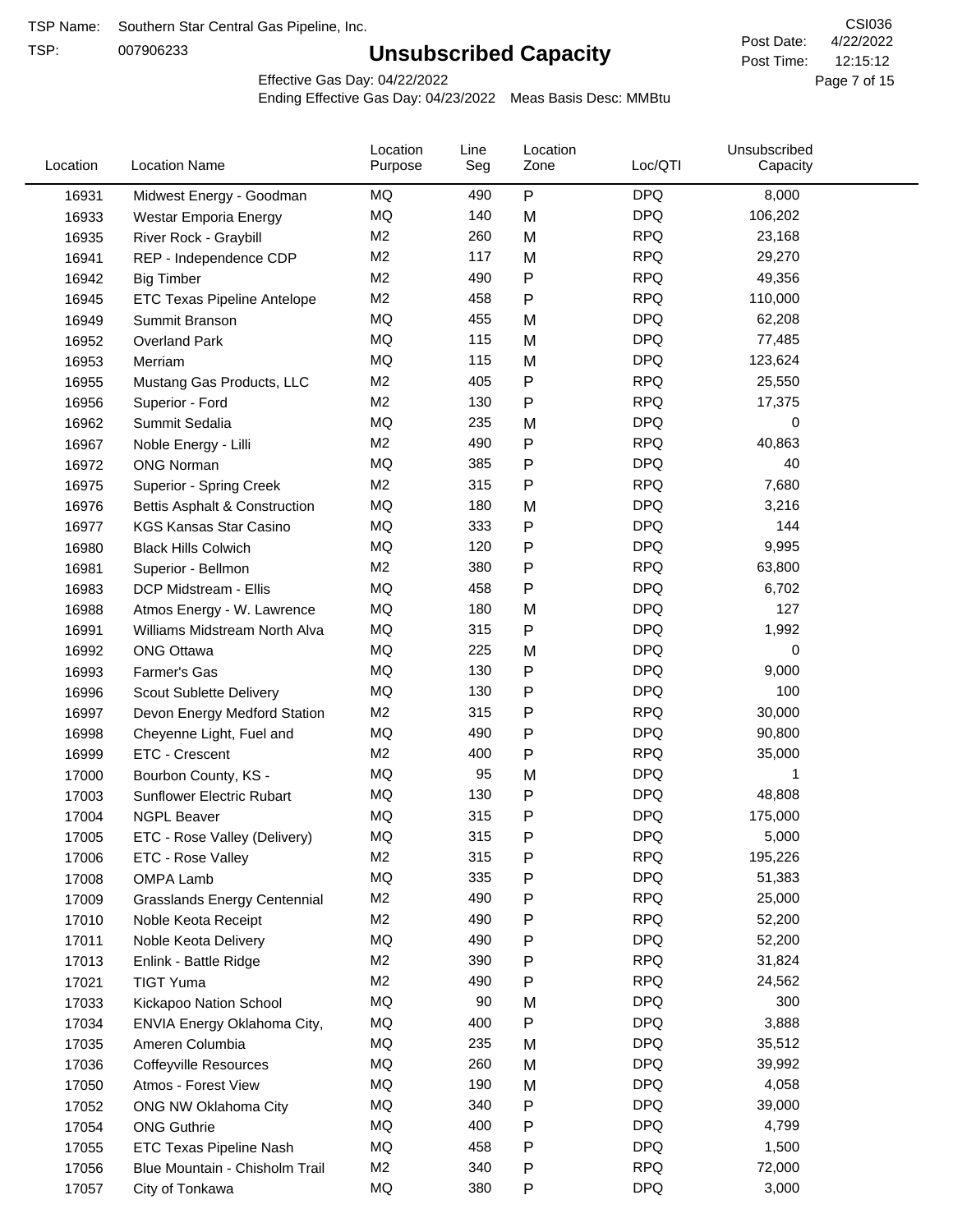TSP Name: Southern Star Central Gas Pipeline, Inc.

TSP: 007906233

# Unsubscribed Capacity

CSI036

Post Date: 4/22/2022

Post Time: 12:15:12

Effective Gas Day: 04/22/2022

Ending Effective Gas Day: 04/23/2022 Meas Basis Desc: MMBtu

| Location | Location Name | Location Purpose | Line Seg | Location Zone | Loc/QTI | Unsubscribed Capacity |
|---|---|---|---|---|---|---|
| 16931 | Midwest Energy - Goodman | MQ | 490 | P | DPQ | 8,000 |
| 16933 | Westar Emporia Energy | MQ | 140 | M | DPQ | 106,202 |
| 16935 | River Rock - Graybill | M2 | 260 | M | RPQ | 23,168 |
| 16941 | REP - Independence CDP | M2 | 117 | M | RPQ | 29,270 |
| 16942 | Big Timber | M2 | 490 | P | RPQ | 49,356 |
| 16945 | ETC Texas Pipeline Antelope | M2 | 458 | P | RPQ | 110,000 |
| 16949 | Summit Branson | MQ | 455 | M | DPQ | 62,208 |
| 16952 | Overland Park | MQ | 115 | M | DPQ | 77,485 |
| 16953 | Merriam | MQ | 115 | M | DPQ | 123,624 |
| 16955 | Mustang Gas Products, LLC | M2 | 405 | P | RPQ | 25,550 |
| 16956 | Superior - Ford | M2 | 130 | P | RPQ | 17,375 |
| 16962 | Summit Sedalia | MQ | 235 | M | DPQ | 0 |
| 16967 | Noble Energy - Lilli | M2 | 490 | P | RPQ | 40,863 |
| 16972 | ONG Norman | MQ | 385 | P | DPQ | 40 |
| 16975 | Superior - Spring Creek | M2 | 315 | P | RPQ | 7,680 |
| 16976 | Bettis Asphalt & Construction | MQ | 180 | M | DPQ | 3,216 |
| 16977 | KGS Kansas Star Casino | MQ | 333 | P | DPQ | 144 |
| 16980 | Black Hills Colwich | MQ | 120 | P | DPQ | 9,995 |
| 16981 | Superior - Bellmon | M2 | 380 | P | RPQ | 63,800 |
| 16983 | DCP Midstream - Ellis | MQ | 458 | P | DPQ | 6,702 |
| 16988 | Atmos Energy - W. Lawrence | MQ | 180 | M | DPQ | 127 |
| 16991 | Williams Midstream North Alva | MQ | 315 | P | DPQ | 1,992 |
| 16992 | ONG Ottawa | MQ | 225 | M | DPQ | 0 |
| 16993 | Farmer's Gas | MQ | 130 | P | DPQ | 9,000 |
| 16996 | Scout Sublette Delivery | MQ | 130 | P | DPQ | 100 |
| 16997 | Devon Energy Medford Station | M2 | 315 | P | RPQ | 30,000 |
| 16998 | Cheyenne Light, Fuel and | MQ | 490 | P | DPQ | 90,800 |
| 16999 | ETC - Crescent | M2 | 400 | P | RPQ | 35,000 |
| 17000 | Bourbon County, KS - | MQ | 95 | M | DPQ | 1 |
| 17003 | Sunflower Electric Rubart | MQ | 130 | P | DPQ | 48,808 |
| 17004 | NGPL Beaver | MQ | 315 | P | DPQ | 175,000 |
| 17005 | ETC - Rose Valley (Delivery) | MQ | 315 | P | DPQ | 5,000 |
| 17006 | ETC - Rose Valley | M2 | 315 | P | RPQ | 195,226 |
| 17008 | OMPA Lamb | MQ | 335 | P | DPQ | 51,383 |
| 17009 | Grasslands Energy Centennial | M2 | 490 | P | RPQ | 25,000 |
| 17010 | Noble Keota Receipt | M2 | 490 | P | RPQ | 52,200 |
| 17011 | Noble Keota Delivery | MQ | 490 | P | DPQ | 52,200 |
| 17013 | Enlink - Battle Ridge | M2 | 390 | P | RPQ | 31,824 |
| 17021 | TIGT Yuma | M2 | 490 | P | RPQ | 24,562 |
| 17033 | Kickapoo Nation School | MQ | 90 | M | DPQ | 300 |
| 17034 | ENVIA Energy Oklahoma City, | MQ | 400 | P | DPQ | 3,888 |
| 17035 | Ameren Columbia | MQ | 235 | M | DPQ | 35,512 |
| 17036 | Coffeyville Resources | MQ | 260 | M | DPQ | 39,992 |
| 17050 | Atmos - Forest View | MQ | 190 | M | DPQ | 4,058 |
| 17052 | ONG NW Oklahoma City | MQ | 340 | P | DPQ | 39,000 |
| 17054 | ONG Guthrie | MQ | 400 | P | DPQ | 4,799 |
| 17055 | ETC Texas Pipeline Nash | MQ | 458 | P | DPQ | 1,500 |
| 17056 | Blue Mountain - Chisholm Trail | M2 | 340 | P | RPQ | 72,000 |
| 17057 | City of Tonkawa | MQ | 380 | P | DPQ | 3,000 |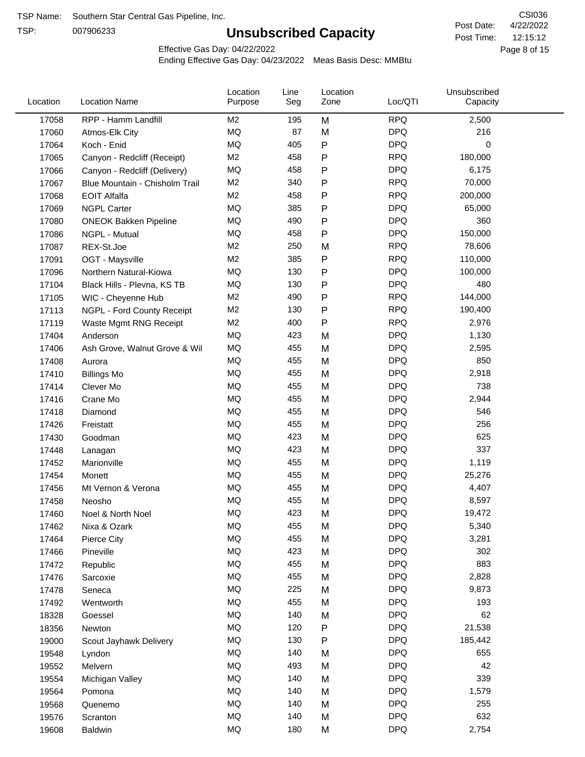TSP Name: Southern Star Central Gas Pipeline, Inc.
TSP: 007906233

# Unsubscribed Capacity

CSI036
Post Date: 4/22/2022
Post Time: 12:15:12

Effective Gas Day: 04/22/2022
Ending Effective Gas Day: 04/23/2022 Meas Basis Desc: MMBtu

| Location | Location Name | Location Purpose | Line Seg | Location Zone | Loc/QTI | Unsubscribed Capacity |
|---|---|---|---|---|---|---|
| 17058 | RPP - Hamm Landfill | M2 | 195 | M | RPQ | 2,500 |
| 17060 | Atmos-Elk City | MQ | 87 | M | DPQ | 216 |
| 17064 | Koch - Enid | MQ | 405 | P | DPQ | 0 |
| 17065 | Canyon - Redcliff (Receipt) | M2 | 458 | P | RPQ | 180,000 |
| 17066 | Canyon - Redcliff (Delivery) | MQ | 458 | P | DPQ | 6,175 |
| 17067 | Blue Mountain - Chisholm Trail | M2 | 340 | P | RPQ | 70,000 |
| 17068 | EOIT Alfalfa | M2 | 458 | P | RPQ | 200,000 |
| 17069 | NGPL Carter | MQ | 385 | P | DPQ | 65,000 |
| 17080 | ONEOK Bakken Pipeline | MQ | 490 | P | DPQ | 360 |
| 17086 | NGPL - Mutual | MQ | 458 | P | DPQ | 150,000 |
| 17087 | REX-St.Joe | M2 | 250 | M | RPQ | 78,606 |
| 17091 | OGT - Maysville | M2 | 385 | P | RPQ | 110,000 |
| 17096 | Northern Natural-Kiowa | MQ | 130 | P | DPQ | 100,000 |
| 17104 | Black Hills - Plevna, KS TB | MQ | 130 | P | DPQ | 480 |
| 17105 | WIC - Cheyenne Hub | M2 | 490 | P | RPQ | 144,000 |
| 17113 | NGPL - Ford County Receipt | M2 | 130 | P | RPQ | 190,400 |
| 17119 | Waste Mgmt RNG Receipt | M2 | 400 | P | RPQ | 2,976 |
| 17404 | Anderson | MQ | 423 | M | DPQ | 1,130 |
| 17406 | Ash Grove, Walnut Grove & Wil | MQ | 455 | M | DPQ | 2,595 |
| 17408 | Aurora | MQ | 455 | M | DPQ | 850 |
| 17410 | Billings Mo | MQ | 455 | M | DPQ | 2,918 |
| 17414 | Clever Mo | MQ | 455 | M | DPQ | 738 |
| 17416 | Crane Mo | MQ | 455 | M | DPQ | 2,944 |
| 17418 | Diamond | MQ | 455 | M | DPQ | 546 |
| 17426 | Freistatt | MQ | 455 | M | DPQ | 256 |
| 17430 | Goodman | MQ | 423 | M | DPQ | 625 |
| 17448 | Lanagan | MQ | 423 | M | DPQ | 337 |
| 17452 | Marionville | MQ | 455 | M | DPQ | 1,119 |
| 17454 | Monett | MQ | 455 | M | DPQ | 25,276 |
| 17456 | Mt Vernon & Verona | MQ | 455 | M | DPQ | 4,407 |
| 17458 | Neosho | MQ | 455 | M | DPQ | 8,597 |
| 17460 | Noel & North Noel | MQ | 423 | M | DPQ | 19,472 |
| 17462 | Nixa & Ozark | MQ | 455 | M | DPQ | 5,340 |
| 17464 | Pierce City | MQ | 455 | M | DPQ | 3,281 |
| 17466 | Pineville | MQ | 423 | M | DPQ | 302 |
| 17472 | Republic | MQ | 455 | M | DPQ | 883 |
| 17476 | Sarcoxie | MQ | 455 | M | DPQ | 2,828 |
| 17478 | Seneca | MQ | 225 | M | DPQ | 9,873 |
| 17492 | Wentworth | MQ | 455 | M | DPQ | 193 |
| 18328 | Goessel | MQ | 140 | M | DPQ | 62 |
| 18356 | Newton | MQ | 120 | P | DPQ | 21,538 |
| 19000 | Scout Jayhawk Delivery | MQ | 130 | P | DPQ | 185,442 |
| 19548 | Lyndon | MQ | 140 | M | DPQ | 655 |
| 19552 | Melvern | MQ | 493 | M | DPQ | 42 |
| 19554 | Michigan Valley | MQ | 140 | M | DPQ | 339 |
| 19564 | Pomona | MQ | 140 | M | DPQ | 1,579 |
| 19568 | Quenemo | MQ | 140 | M | DPQ | 255 |
| 19576 | Scranton | MQ | 140 | M | DPQ | 632 |
| 19608 | Baldwin | MQ | 180 | M | DPQ | 2,754 |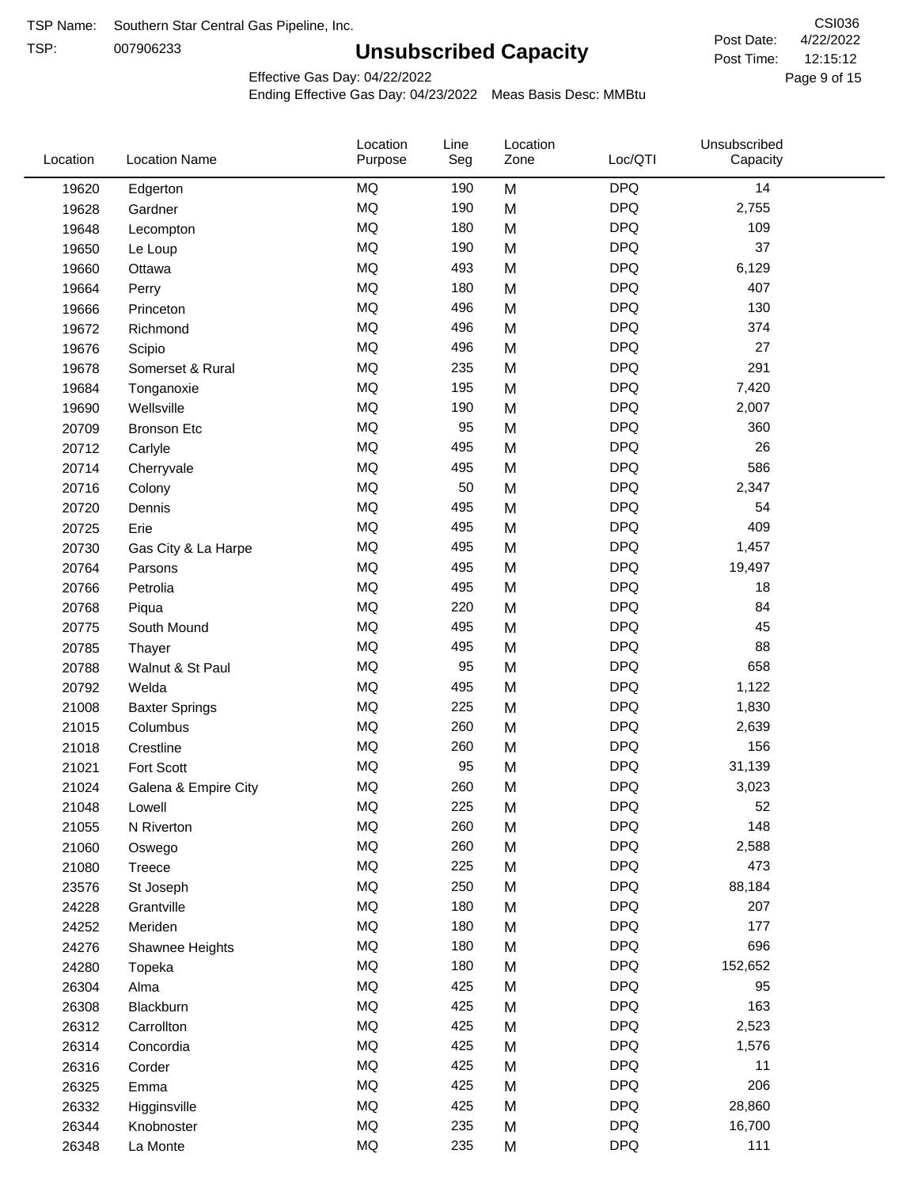TSP Name: Southern Star Central Gas Pipeline, Inc.

TSP: 007906233

# Unsubscribed Capacity

CSI036

Post Date: 4/22/2022

Post Time: 12:15:12

Effective Gas Day: 04/22/2022

Ending Effective Gas Day: 04/23/2022 Meas Basis Desc: MMBtu

| Location | Location Name | Location Purpose | Line Seg | Location Zone | Loc/QTI | Unsubscribed Capacity |
|---|---|---|---|---|---|---|
| 19620 | Edgerton | MQ | 190 | M | DPQ | 14 |
| 19628 | Gardner | MQ | 190 | M | DPQ | 2,755 |
| 19648 | Lecompton | MQ | 180 | M | DPQ | 109 |
| 19650 | Le Loup | MQ | 190 | M | DPQ | 37 |
| 19660 | Ottawa | MQ | 493 | M | DPQ | 6,129 |
| 19664 | Perry | MQ | 180 | M | DPQ | 407 |
| 19666 | Princeton | MQ | 496 | M | DPQ | 130 |
| 19672 | Richmond | MQ | 496 | M | DPQ | 374 |
| 19676 | Scipio | MQ | 496 | M | DPQ | 27 |
| 19678 | Somerset & Rural | MQ | 235 | M | DPQ | 291 |
| 19684 | Tonganoxie | MQ | 195 | M | DPQ | 7,420 |
| 19690 | Wellsville | MQ | 190 | M | DPQ | 2,007 |
| 20709 | Bronson Etc | MQ | 95 | M | DPQ | 360 |
| 20712 | Carlyle | MQ | 495 | M | DPQ | 26 |
| 20714 | Cherryvale | MQ | 495 | M | DPQ | 586 |
| 20716 | Colony | MQ | 50 | M | DPQ | 2,347 |
| 20720 | Dennis | MQ | 495 | M | DPQ | 54 |
| 20725 | Erie | MQ | 495 | M | DPQ | 409 |
| 20730 | Gas City & La Harpe | MQ | 495 | M | DPQ | 1,457 |
| 20764 | Parsons | MQ | 495 | M | DPQ | 19,497 |
| 20766 | Petrolia | MQ | 495 | M | DPQ | 18 |
| 20768 | Piqua | MQ | 220 | M | DPQ | 84 |
| 20775 | South Mound | MQ | 495 | M | DPQ | 45 |
| 20785 | Thayer | MQ | 495 | M | DPQ | 88 |
| 20788 | Walnut & St Paul | MQ | 95 | M | DPQ | 658 |
| 20792 | Welda | MQ | 495 | M | DPQ | 1,122 |
| 21008 | Baxter Springs | MQ | 225 | M | DPQ | 1,830 |
| 21015 | Columbus | MQ | 260 | M | DPQ | 2,639 |
| 21018 | Crestline | MQ | 260 | M | DPQ | 156 |
| 21021 | Fort Scott | MQ | 95 | M | DPQ | 31,139 |
| 21024 | Galena & Empire City | MQ | 260 | M | DPQ | 3,023 |
| 21048 | Lowell | MQ | 225 | M | DPQ | 52 |
| 21055 | N Riverton | MQ | 260 | M | DPQ | 148 |
| 21060 | Oswego | MQ | 260 | M | DPQ | 2,588 |
| 21080 | Treece | MQ | 225 | M | DPQ | 473 |
| 23576 | St Joseph | MQ | 250 | M | DPQ | 88,184 |
| 24228 | Grantville | MQ | 180 | M | DPQ | 207 |
| 24252 | Meriden | MQ | 180 | M | DPQ | 177 |
| 24276 | Shawnee Heights | MQ | 180 | M | DPQ | 696 |
| 24280 | Topeka | MQ | 180 | M | DPQ | 152,652 |
| 26304 | Alma | MQ | 425 | M | DPQ | 95 |
| 26308 | Blackburn | MQ | 425 | M | DPQ | 163 |
| 26312 | Carrollton | MQ | 425 | M | DPQ | 2,523 |
| 26314 | Concordia | MQ | 425 | M | DPQ | 1,576 |
| 26316 | Corder | MQ | 425 | M | DPQ | 11 |
| 26325 | Emma | MQ | 425 | M | DPQ | 206 |
| 26332 | Higginsville | MQ | 425 | M | DPQ | 28,860 |
| 26344 | Knobnoster | MQ | 235 | M | DPQ | 16,700 |
| 26348 | La Monte | MQ | 235 | M | DPQ | 111 |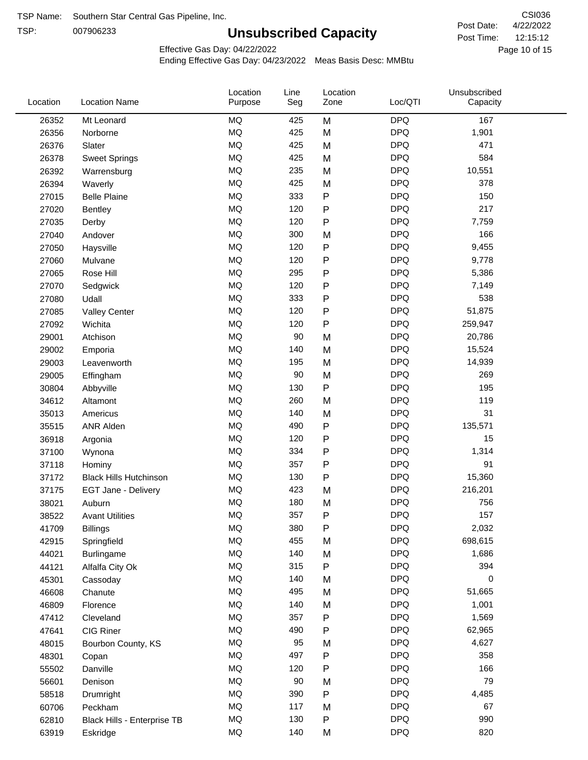TSP Name: Southern Star Central Gas Pipeline, Inc.

TSP: 007906233

# Unsubscribed Capacity

CSI036

Post Date: 4/22/2022

Post Time: 12:15:12

Effective Gas Day: 04/22/2022

Ending Effective Gas Day: 04/23/2022 Meas Basis Desc: MMBtu

| Location | Location Name | Location Purpose | Line Seg | Location Zone | Loc/QTI | Unsubscribed Capacity |
|---|---|---|---|---|---|---|
| 26352 | Mt Leonard | MQ | 425 | M | DPQ | 167 |
| 26356 | Norborne | MQ | 425 | M | DPQ | 1,901 |
| 26376 | Slater | MQ | 425 | M | DPQ | 471 |
| 26378 | Sweet Springs | MQ | 425 | M | DPQ | 584 |
| 26392 | Warrensburg | MQ | 235 | M | DPQ | 10,551 |
| 26394 | Waverly | MQ | 425 | M | DPQ | 378 |
| 27015 | Belle Plaine | MQ | 333 | P | DPQ | 150 |
| 27020 | Bentley | MQ | 120 | P | DPQ | 217 |
| 27035 | Derby | MQ | 120 | P | DPQ | 7,759 |
| 27040 | Andover | MQ | 300 | M | DPQ | 166 |
| 27050 | Haysville | MQ | 120 | P | DPQ | 9,455 |
| 27060 | Mulvane | MQ | 120 | P | DPQ | 9,778 |
| 27065 | Rose Hill | MQ | 295 | P | DPQ | 5,386 |
| 27070 | Sedgwick | MQ | 120 | P | DPQ | 7,149 |
| 27080 | Udall | MQ | 333 | P | DPQ | 538 |
| 27085 | Valley Center | MQ | 120 | P | DPQ | 51,875 |
| 27092 | Wichita | MQ | 120 | P | DPQ | 259,947 |
| 29001 | Atchison | MQ | 90 | M | DPQ | 20,786 |
| 29002 | Emporia | MQ | 140 | M | DPQ | 15,524 |
| 29003 | Leavenworth | MQ | 195 | M | DPQ | 14,939 |
| 29005 | Effingham | MQ | 90 | M | DPQ | 269 |
| 30804 | Abbyville | MQ | 130 | P | DPQ | 195 |
| 34612 | Altamont | MQ | 260 | M | DPQ | 119 |
| 35013 | Americus | MQ | 140 | M | DPQ | 31 |
| 35515 | ANR Alden | MQ | 490 | P | DPQ | 135,571 |
| 36918 | Argonia | MQ | 120 | P | DPQ | 15 |
| 37100 | Wynona | MQ | 334 | P | DPQ | 1,314 |
| 37118 | Hominy | MQ | 357 | P | DPQ | 91 |
| 37172 | Black Hills Hutchinson | MQ | 130 | P | DPQ | 15,360 |
| 37175 | EGT Jane - Delivery | MQ | 423 | M | DPQ | 216,201 |
| 38021 | Auburn | MQ | 180 | M | DPQ | 756 |
| 38522 | Avant Utilities | MQ | 357 | P | DPQ | 157 |
| 41709 | Billings | MQ | 380 | P | DPQ | 2,032 |
| 42915 | Springfield | MQ | 455 | M | DPQ | 698,615 |
| 44021 | Burlingame | MQ | 140 | M | DPQ | 1,686 |
| 44121 | Alfalfa City Ok | MQ | 315 | P | DPQ | 394 |
| 45301 | Cassoday | MQ | 140 | M | DPQ | 0 |
| 46608 | Chanute | MQ | 495 | M | DPQ | 51,665 |
| 46809 | Florence | MQ | 140 | M | DPQ | 1,001 |
| 47412 | Cleveland | MQ | 357 | P | DPQ | 1,569 |
| 47641 | CIG Riner | MQ | 490 | P | DPQ | 62,965 |
| 48015 | Bourbon County, KS | MQ | 95 | M | DPQ | 4,627 |
| 48301 | Copan | MQ | 497 | P | DPQ | 358 |
| 55502 | Danville | MQ | 120 | P | DPQ | 166 |
| 56601 | Denison | MQ | 90 | M | DPQ | 79 |
| 58518 | Drumright | MQ | 390 | P | DPQ | 4,485 |
| 60706 | Peckham | MQ | 117 | M | DPQ | 67 |
| 62810 | Black Hills - Enterprise TB | MQ | 130 | P | DPQ | 990 |
| 63919 | Eskridge | MQ | 140 | M | DPQ | 820 |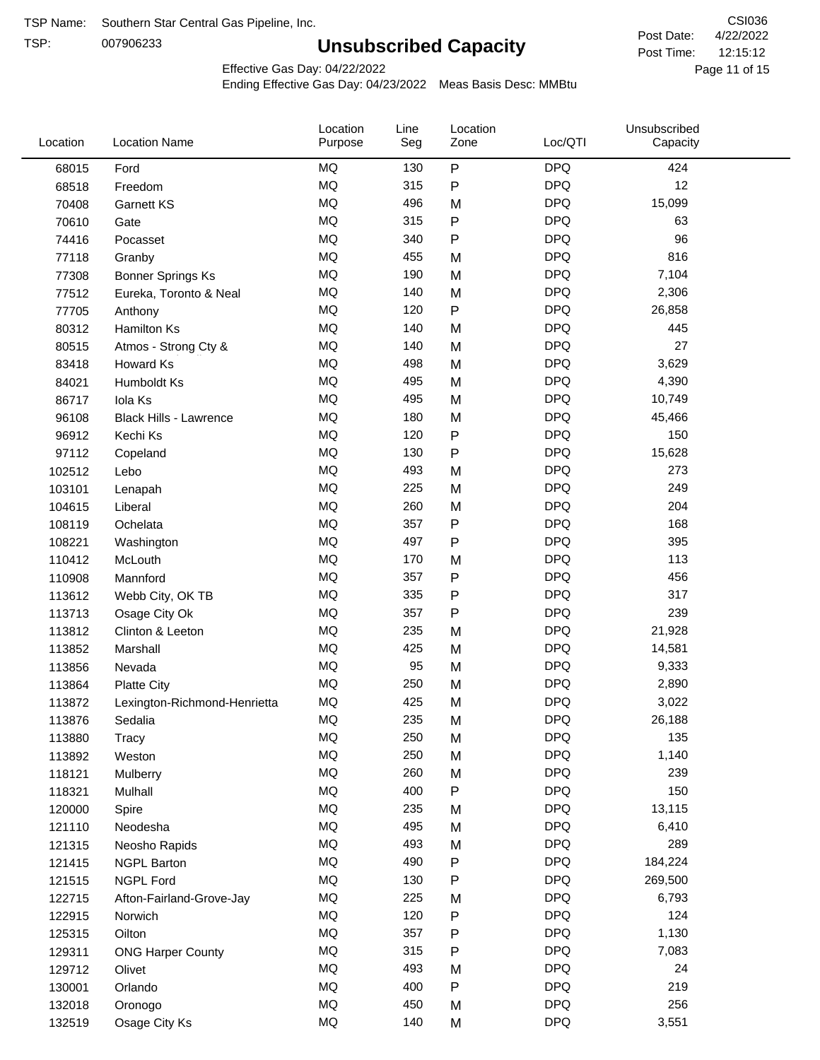TSP Name: Southern Star Central Gas Pipeline, Inc.
TSP: 007906233

# Unsubscribed Capacity

CSI036
Post Date: 4/22/2022
Post Time: 12:15:12

Effective Gas Day: 04/22/2022
Ending Effective Gas Day: 04/23/2022 Meas Basis Desc: MMBtu

| Location | Location Name | Location Purpose | Line Seg | Location Zone | Loc/QTI | Unsubscribed Capacity |
|---|---|---|---|---|---|---|
| 68015 | Ford | MQ | 130 | P | DPQ | 424 |
| 68518 | Freedom | MQ | 315 | P | DPQ | 12 |
| 70408 | Garnett KS | MQ | 496 | M | DPQ | 15,099 |
| 70610 | Gate | MQ | 315 | P | DPQ | 63 |
| 74416 | Pocasset | MQ | 340 | P | DPQ | 96 |
| 77118 | Granby | MQ | 455 | M | DPQ | 816 |
| 77308 | Bonner Springs Ks | MQ | 190 | M | DPQ | 7,104 |
| 77512 | Eureka, Toronto & Neal | MQ | 140 | M | DPQ | 2,306 |
| 77705 | Anthony | MQ | 120 | P | DPQ | 26,858 |
| 80312 | Hamilton Ks | MQ | 140 | M | DPQ | 445 |
| 80515 | Atmos - Strong Cty & | MQ | 140 | M | DPQ | 27 |
| 83418 | Howard Ks | MQ | 498 | M | DPQ | 3,629 |
| 84021 | Humboldt Ks | MQ | 495 | M | DPQ | 4,390 |
| 86717 | Iola Ks | MQ | 495 | M | DPQ | 10,749 |
| 96108 | Black Hills - Lawrence | MQ | 180 | M | DPQ | 45,466 |
| 96912 | Kechi Ks | MQ | 120 | P | DPQ | 150 |
| 97112 | Copeland | MQ | 130 | P | DPQ | 15,628 |
| 102512 | Lebo | MQ | 493 | M | DPQ | 273 |
| 103101 | Lenapah | MQ | 225 | M | DPQ | 249 |
| 104615 | Liberal | MQ | 260 | M | DPQ | 204 |
| 108119 | Ochelata | MQ | 357 | P | DPQ | 168 |
| 108221 | Washington | MQ | 497 | P | DPQ | 395 |
| 110412 | McLouth | MQ | 170 | M | DPQ | 113 |
| 110908 | Mannford | MQ | 357 | P | DPQ | 456 |
| 113612 | Webb City, OK TB | MQ | 335 | P | DPQ | 317 |
| 113713 | Osage City Ok | MQ | 357 | P | DPQ | 239 |
| 113812 | Clinton & Leeton | MQ | 235 | M | DPQ | 21,928 |
| 113852 | Marshall | MQ | 425 | M | DPQ | 14,581 |
| 113856 | Nevada | MQ | 95 | M | DPQ | 9,333 |
| 113864 | Platte City | MQ | 250 | M | DPQ | 2,890 |
| 113872 | Lexington-Richmond-Henrietta | MQ | 425 | M | DPQ | 3,022 |
| 113876 | Sedalia | MQ | 235 | M | DPQ | 26,188 |
| 113880 | Tracy | MQ | 250 | M | DPQ | 135 |
| 113892 | Weston | MQ | 250 | M | DPQ | 1,140 |
| 118121 | Mulberry | MQ | 260 | M | DPQ | 239 |
| 118321 | Mulhall | MQ | 400 | P | DPQ | 150 |
| 120000 | Spire | MQ | 235 | M | DPQ | 13,115 |
| 121110 | Neodesha | MQ | 495 | M | DPQ | 6,410 |
| 121315 | Neosho Rapids | MQ | 493 | M | DPQ | 289 |
| 121415 | NGPL Barton | MQ | 490 | P | DPQ | 184,224 |
| 121515 | NGPL Ford | MQ | 130 | P | DPQ | 269,500 |
| 122715 | Afton-Fairland-Grove-Jay | MQ | 225 | M | DPQ | 6,793 |
| 122915 | Norwich | MQ | 120 | P | DPQ | 124 |
| 125315 | Oilton | MQ | 357 | P | DPQ | 1,130 |
| 129311 | ONG Harper County | MQ | 315 | P | DPQ | 7,083 |
| 129712 | Olivet | MQ | 493 | M | DPQ | 24 |
| 130001 | Orlando | MQ | 400 | P | DPQ | 219 |
| 132018 | Oronogo | MQ | 450 | M | DPQ | 256 |
| 132519 | Osage City Ks | MQ | 140 | M | DPQ | 3,551 |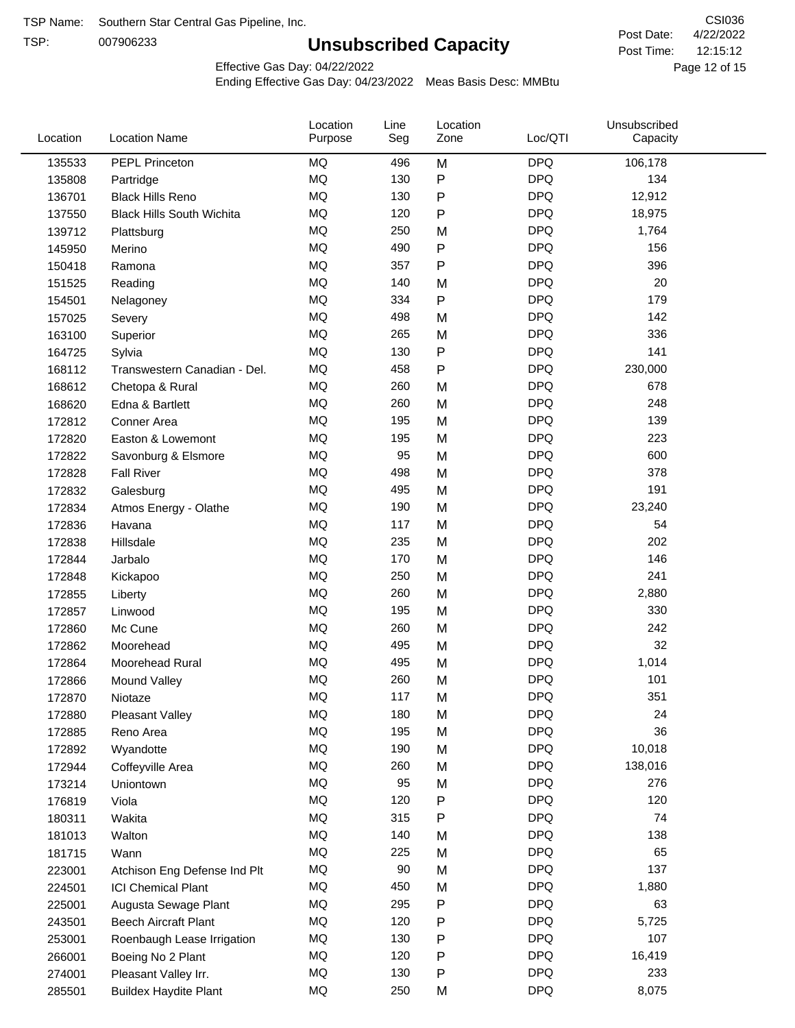TSP Name: Southern Star Central Gas Pipeline, Inc.

TSP: 007906233

# Unsubscribed Capacity

CSI036

Post Date: 4/22/2022

Post Time: 12:15:12

Effective Gas Day: 04/22/2022

Ending Effective Gas Day: 04/23/2022 Meas Basis Desc: MMBtu

| Location | Location Name | Location Purpose | Line Seg | Location Zone | Loc/QTI | Unsubscribed Capacity |
|---|---|---|---|---|---|---|
| 135533 | PEPL Princeton | MQ | 496 | M | DPQ | 106,178 |
| 135808 | Partridge | MQ | 130 | P | DPQ | 134 |
| 136701 | Black Hills Reno | MQ | 130 | P | DPQ | 12,912 |
| 137550 | Black Hills South Wichita | MQ | 120 | P | DPQ | 18,975 |
| 139712 | Plattsburg | MQ | 250 | M | DPQ | 1,764 |
| 145950 | Merino | MQ | 490 | P | DPQ | 156 |
| 150418 | Ramona | MQ | 357 | P | DPQ | 396 |
| 151525 | Reading | MQ | 140 | M | DPQ | 20 |
| 154501 | Nelagoney | MQ | 334 | P | DPQ | 179 |
| 157025 | Severy | MQ | 498 | M | DPQ | 142 |
| 163100 | Superior | MQ | 265 | M | DPQ | 336 |
| 164725 | Sylvia | MQ | 130 | P | DPQ | 141 |
| 168112 | Transwestern Canadian - Del. | MQ | 458 | P | DPQ | 230,000 |
| 168612 | Chetopa & Rural | MQ | 260 | M | DPQ | 678 |
| 168620 | Edna & Bartlett | MQ | 260 | M | DPQ | 248 |
| 172812 | Conner Area | MQ | 195 | M | DPQ | 139 |
| 172820 | Easton & Lowemont | MQ | 195 | M | DPQ | 223 |
| 172822 | Savonburg & Elsmore | MQ | 95 | M | DPQ | 600 |
| 172828 | Fall River | MQ | 498 | M | DPQ | 378 |
| 172832 | Galesburg | MQ | 495 | M | DPQ | 191 |
| 172834 | Atmos Energy - Olathe | MQ | 190 | M | DPQ | 23,240 |
| 172836 | Havana | MQ | 117 | M | DPQ | 54 |
| 172838 | Hillsdale | MQ | 235 | M | DPQ | 202 |
| 172844 | Jarbalo | MQ | 170 | M | DPQ | 146 |
| 172848 | Kickapoo | MQ | 250 | M | DPQ | 241 |
| 172855 | Liberty | MQ | 260 | M | DPQ | 2,880 |
| 172857 | Linwood | MQ | 195 | M | DPQ | 330 |
| 172860 | Mc Cune | MQ | 260 | M | DPQ | 242 |
| 172862 | Moorehead | MQ | 495 | M | DPQ | 32 |
| 172864 | Moorehead Rural | MQ | 495 | M | DPQ | 1,014 |
| 172866 | Mound Valley | MQ | 260 | M | DPQ | 101 |
| 172870 | Niotaze | MQ | 117 | M | DPQ | 351 |
| 172880 | Pleasant Valley | MQ | 180 | M | DPQ | 24 |
| 172885 | Reno Area | MQ | 195 | M | DPQ | 36 |
| 172892 | Wyandotte | MQ | 190 | M | DPQ | 10,018 |
| 172944 | Coffeyville Area | MQ | 260 | M | DPQ | 138,016 |
| 173214 | Uniontown | MQ | 95 | M | DPQ | 276 |
| 176819 | Viola | MQ | 120 | P | DPQ | 120 |
| 180311 | Wakita | MQ | 315 | P | DPQ | 74 |
| 181013 | Walton | MQ | 140 | M | DPQ | 138 |
| 181715 | Wann | MQ | 225 | M | DPQ | 65 |
| 223001 | Atchison Eng Defense Ind Plt | MQ | 90 | M | DPQ | 137 |
| 224501 | ICI Chemical Plant | MQ | 450 | M | DPQ | 1,880 |
| 225001 | Augusta Sewage Plant | MQ | 295 | P | DPQ | 63 |
| 243501 | Beech Aircraft Plant | MQ | 120 | P | DPQ | 5,725 |
| 253001 | Roenbaugh Lease Irrigation | MQ | 130 | P | DPQ | 107 |
| 266001 | Boeing No 2 Plant | MQ | 120 | P | DPQ | 16,419 |
| 274001 | Pleasant Valley Irr. | MQ | 130 | P | DPQ | 233 |
| 285501 | Buildex Haydite Plant | MQ | 250 | M | DPQ | 8,075 |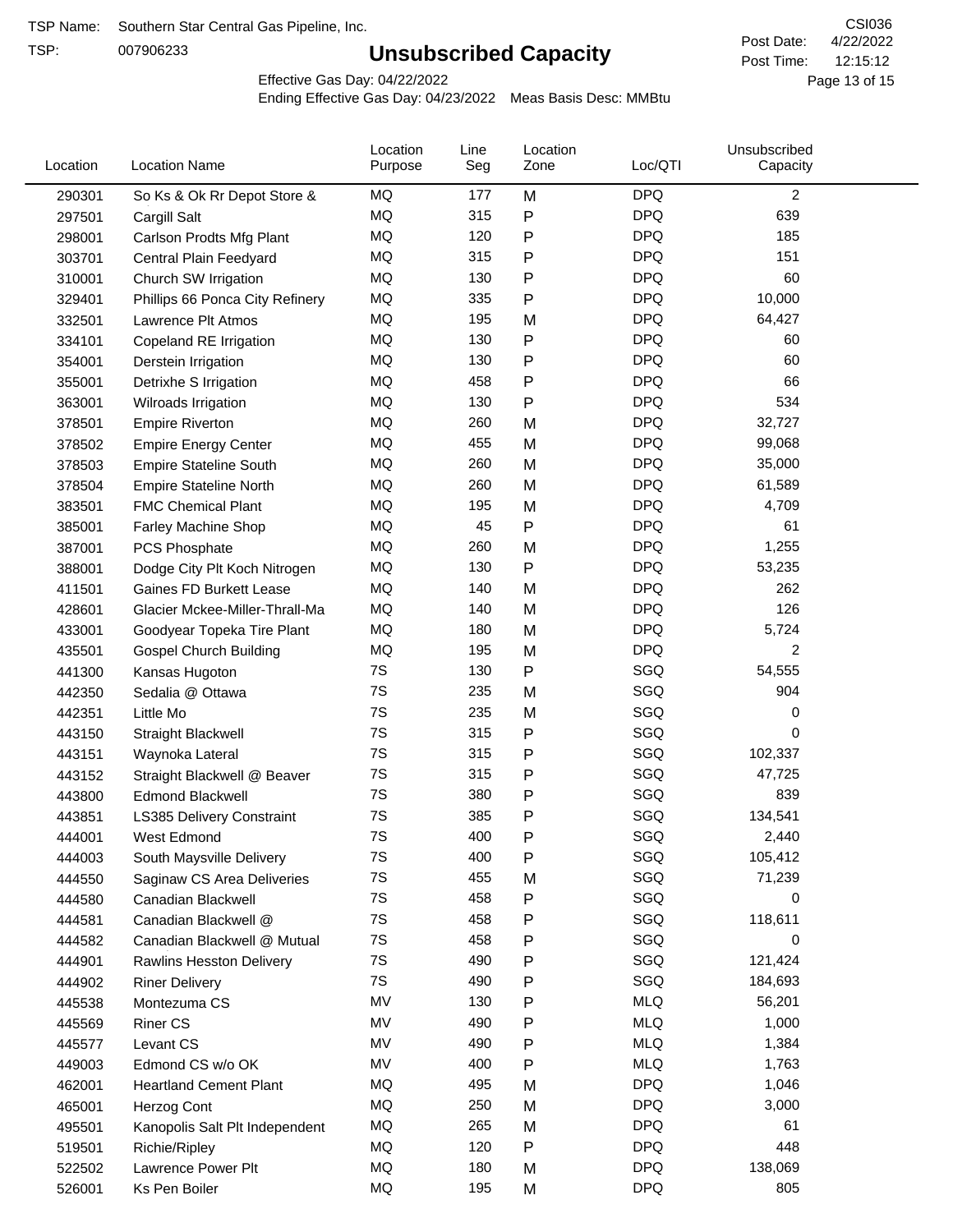TSP Name: Southern Star Central Gas Pipeline, Inc.

TSP: 007906233

# Unsubscribed Capacity

CSI036

Post Date: 4/22/2022

Post Time: 12:15:12

Effective Gas Day: 04/22/2022

Ending Effective Gas Day: 04/23/2022 Meas Basis Desc: MMBtu

| Location | Location Name | Location Purpose | Line Seg | Location Zone | Loc/QTI | Unsubscribed Capacity |
|---|---|---|---|---|---|---|
| 290301 | So Ks & Ok Rr Depot Store & | MQ | 177 | M | DPQ | 2 |
| 297501 | Cargill Salt | MQ | 315 | P | DPQ | 639 |
| 298001 | Carlson Prodts Mfg Plant | MQ | 120 | P | DPQ | 185 |
| 303701 | Central Plain Feedyard | MQ | 315 | P | DPQ | 151 |
| 310001 | Church SW Irrigation | MQ | 130 | P | DPQ | 60 |
| 329401 | Phillips 66 Ponca City Refinery | MQ | 335 | P | DPQ | 10,000 |
| 332501 | Lawrence Plt Atmos | MQ | 195 | M | DPQ | 64,427 |
| 334101 | Copeland RE Irrigation | MQ | 130 | P | DPQ | 60 |
| 354001 | Derstein Irrigation | MQ | 130 | P | DPQ | 60 |
| 355001 | Detrixhe S Irrigation | MQ | 458 | P | DPQ | 66 |
| 363001 | Wilroads Irrigation | MQ | 130 | P | DPQ | 534 |
| 378501 | Empire Riverton | MQ | 260 | M | DPQ | 32,727 |
| 378502 | Empire Energy Center | MQ | 455 | M | DPQ | 99,068 |
| 378503 | Empire Stateline South | MQ | 260 | M | DPQ | 35,000 |
| 378504 | Empire Stateline North | MQ | 260 | M | DPQ | 61,589 |
| 383501 | FMC Chemical Plant | MQ | 195 | M | DPQ | 4,709 |
| 385001 | Farley Machine Shop | MQ | 45 | P | DPQ | 61 |
| 387001 | PCS Phosphate | MQ | 260 | M | DPQ | 1,255 |
| 388001 | Dodge City Plt Koch Nitrogen | MQ | 130 | P | DPQ | 53,235 |
| 411501 | Gaines FD Burkett Lease | MQ | 140 | M | DPQ | 262 |
| 428601 | Glacier Mckee-Miller-Thrall-Ma | MQ | 140 | M | DPQ | 126 |
| 433001 | Goodyear Topeka Tire Plant | MQ | 180 | M | DPQ | 5,724 |
| 435501 | Gospel Church Building | MQ | 195 | M | DPQ | 2 |
| 441300 | Kansas Hugoton | 7S | 130 | P | SGQ | 54,555 |
| 442350 | Sedalia @ Ottawa | 7S | 235 | M | SGQ | 904 |
| 442351 | Little Mo | 7S | 235 | M | SGQ | 0 |
| 443150 | Straight Blackwell | 7S | 315 | P | SGQ | 0 |
| 443151 | Waynoka Lateral | 7S | 315 | P | SGQ | 102,337 |
| 443152 | Straight Blackwell @ Beaver | 7S | 315 | P | SGQ | 47,725 |
| 443800 | Edmond Blackwell | 7S | 380 | P | SGQ | 839 |
| 443851 | LS385 Delivery Constraint | 7S | 385 | P | SGQ | 134,541 |
| 444001 | West Edmond | 7S | 400 | P | SGQ | 2,440 |
| 444003 | South Maysville Delivery | 7S | 400 | P | SGQ | 105,412 |
| 444550 | Saginaw CS Area Deliveries | 7S | 455 | M | SGQ | 71,239 |
| 444580 | Canadian Blackwell | 7S | 458 | P | SGQ | 0 |
| 444581 | Canadian Blackwell @ | 7S | 458 | P | SGQ | 118,611 |
| 444582 | Canadian Blackwell @ Mutual | 7S | 458 | P | SGQ | 0 |
| 444901 | Rawlins Hesston Delivery | 7S | 490 | P | SGQ | 121,424 |
| 444902 | Riner Delivery | 7S | 490 | P | SGQ | 184,693 |
| 445538 | Montezuma CS | MV | 130 | P | MLQ | 56,201 |
| 445569 | Riner CS | MV | 490 | P | MLQ | 1,000 |
| 445577 | Levant CS | MV | 490 | P | MLQ | 1,384 |
| 449003 | Edmond CS w/o OK | MV | 400 | P | MLQ | 1,763 |
| 462001 | Heartland Cement Plant | MQ | 495 | M | DPQ | 1,046 |
| 465001 | Herzog Cont | MQ | 250 | M | DPQ | 3,000 |
| 495501 | Kanopolis Salt Plt Independent | MQ | 265 | M | DPQ | 61 |
| 519501 | Richie/Ripley | MQ | 120 | P | DPQ | 448 |
| 522502 | Lawrence Power Plt | MQ | 180 | M | DPQ | 138,069 |
| 526001 | Ks Pen Boiler | MQ | 195 | M | DPQ | 805 |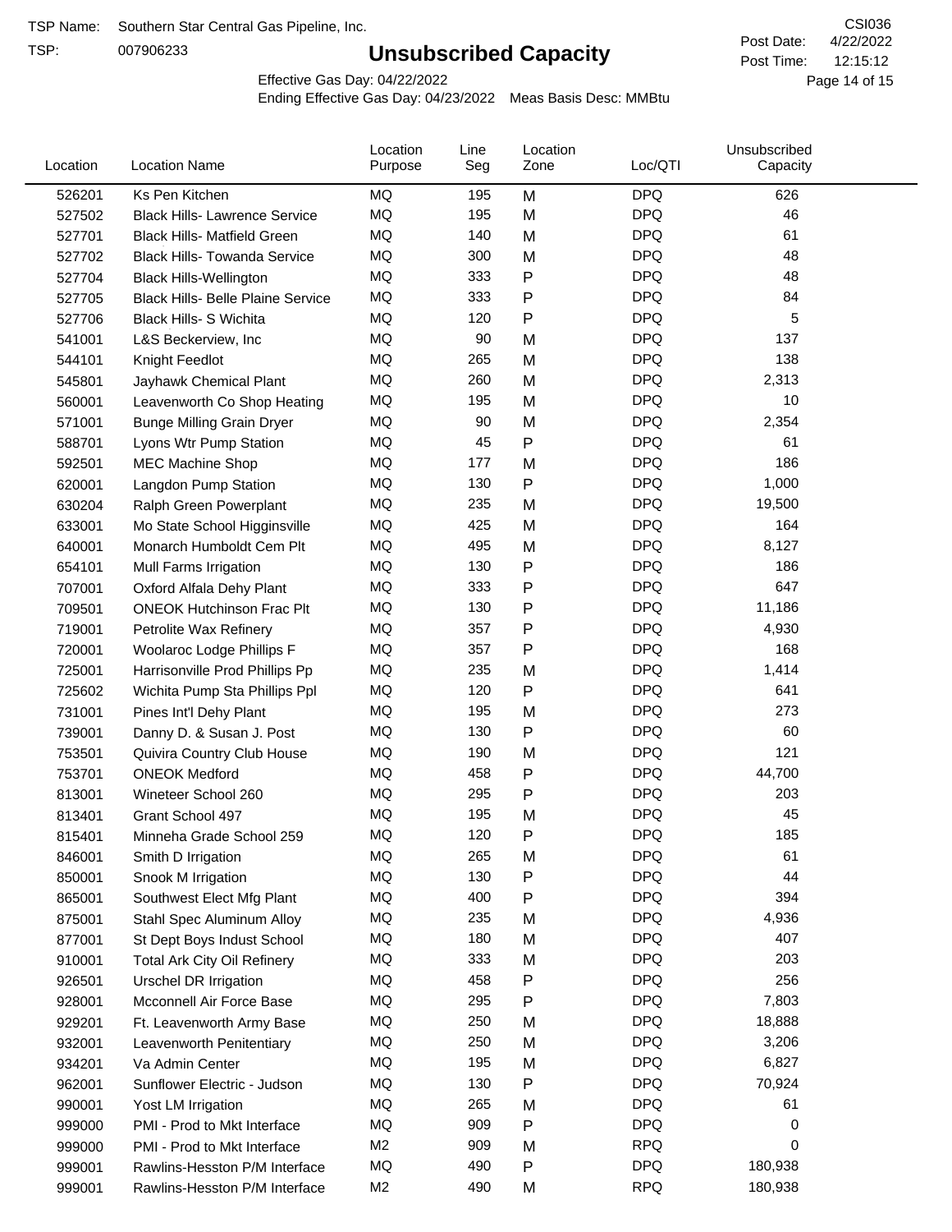TSP Name: Southern Star Central Gas Pipeline, Inc.

TSP: 007906233

# Unsubscribed Capacity

CSI036

Post Date: 4/22/2022

Post Time: 12:15:12

Effective Gas Day: 04/22/2022

Ending Effective Gas Day: 04/23/2022 Meas Basis Desc: MMBtu

| Location | Location Name | Location Purpose | Line Seg | Location Zone | Loc/QTI | Unsubscribed Capacity |
|---|---|---|---|---|---|---|
| 526201 | Ks Pen Kitchen | MQ | 195 | M | DPQ | 626 |
| 527502 | Black Hills- Lawrence Service | MQ | 195 | M | DPQ | 46 |
| 527701 | Black Hills- Matfield Green | MQ | 140 | M | DPQ | 61 |
| 527702 | Black Hills- Towanda Service | MQ | 300 | M | DPQ | 48 |
| 527704 | Black Hills-Wellington | MQ | 333 | P | DPQ | 48 |
| 527705 | Black Hills- Belle Plaine Service | MQ | 333 | P | DPQ | 84 |
| 527706 | Black Hills- S Wichita | MQ | 120 | P | DPQ | 5 |
| 541001 | L&S Beckerview, Inc | MQ | 90 | M | DPQ | 137 |
| 544101 | Knight Feedlot | MQ | 265 | M | DPQ | 138 |
| 545801 | Jayhawk Chemical Plant | MQ | 260 | M | DPQ | 2,313 |
| 560001 | Leavenworth Co Shop Heating | MQ | 195 | M | DPQ | 10 |
| 571001 | Bunge Milling Grain Dryer | MQ | 90 | M | DPQ | 2,354 |
| 588701 | Lyons Wtr Pump Station | MQ | 45 | P | DPQ | 61 |
| 592501 | MEC Machine Shop | MQ | 177 | M | DPQ | 186 |
| 620001 | Langdon Pump Station | MQ | 130 | P | DPQ | 1,000 |
| 630204 | Ralph Green Powerplant | MQ | 235 | M | DPQ | 19,500 |
| 633001 | Mo State School Higginsville | MQ | 425 | M | DPQ | 164 |
| 640001 | Monarch Humboldt Cem Plt | MQ | 495 | M | DPQ | 8,127 |
| 654101 | Mull Farms Irrigation | MQ | 130 | P | DPQ | 186 |
| 707001 | Oxford Alfala Dehy Plant | MQ | 333 | P | DPQ | 647 |
| 709501 | ONEOK Hutchinson Frac Plt | MQ | 130 | P | DPQ | 11,186 |
| 719001 | Petrolite Wax Refinery | MQ | 357 | P | DPQ | 4,930 |
| 720001 | Woolaroc Lodge Phillips F | MQ | 357 | P | DPQ | 168 |
| 725001 | Harrisonville Prod Phillips Pp | MQ | 235 | M | DPQ | 1,414 |
| 725602 | Wichita Pump Sta Phillips Ppl | MQ | 120 | P | DPQ | 641 |
| 731001 | Pines Int'l Dehy Plant | MQ | 195 | M | DPQ | 273 |
| 739001 | Danny D. & Susan J. Post | MQ | 130 | P | DPQ | 60 |
| 753501 | Quivira Country Club House | MQ | 190 | M | DPQ | 121 |
| 753701 | ONEOK Medford | MQ | 458 | P | DPQ | 44,700 |
| 813001 | Wineteer School 260 | MQ | 295 | P | DPQ | 203 |
| 813401 | Grant School 497 | MQ | 195 | M | DPQ | 45 |
| 815401 | Minneha Grade School 259 | MQ | 120 | P | DPQ | 185 |
| 846001 | Smith D Irrigation | MQ | 265 | M | DPQ | 61 |
| 850001 | Snook M Irrigation | MQ | 130 | P | DPQ | 44 |
| 865001 | Southwest Elect Mfg Plant | MQ | 400 | P | DPQ | 394 |
| 875001 | Stahl Spec Aluminum Alloy | MQ | 235 | M | DPQ | 4,936 |
| 877001 | St Dept Boys Indust School | MQ | 180 | M | DPQ | 407 |
| 910001 | Total Ark City Oil Refinery | MQ | 333 | M | DPQ | 203 |
| 926501 | Urschel DR Irrigation | MQ | 458 | P | DPQ | 256 |
| 928001 | Mcconnell Air Force Base | MQ | 295 | P | DPQ | 7,803 |
| 929201 | Ft. Leavenworth Army Base | MQ | 250 | M | DPQ | 18,888 |
| 932001 | Leavenworth Penitentiary | MQ | 250 | M | DPQ | 3,206 |
| 934201 | Va Admin Center | MQ | 195 | M | DPQ | 6,827 |
| 962001 | Sunflower Electric - Judson | MQ | 130 | P | DPQ | 70,924 |
| 990001 | Yost LM Irrigation | MQ | 265 | M | DPQ | 61 |
| 999000 | PMI - Prod to Mkt Interface | MQ | 909 | P | DPQ | 0 |
| 999000 | PMI - Prod to Mkt Interface | M2 | 909 | M | RPQ | 0 |
| 999001 | Rawlins-Hesston P/M Interface | MQ | 490 | P | DPQ | 180,938 |
| 999001 | Rawlins-Hesston P/M Interface | M2 | 490 | M | RPQ | 180,938 |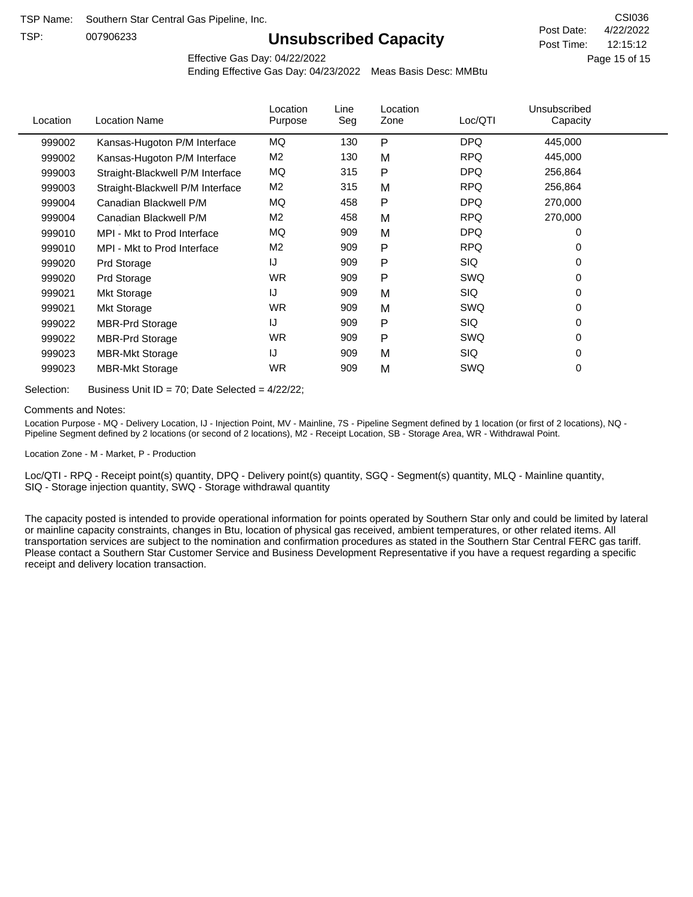TSP Name: Southern Star Central Gas Pipeline, Inc.

TSP: 007906233

# Unsubscribed Capacity

CSI036

Post Date: 4/22/2022

Post Time: 12:15:12

Effective Gas Day: 04/22/2022

Ending Effective Gas Day: 04/23/2022 Meas Basis Desc: MMBtu

| Location | Location Name | Location Purpose | Line Seg | Location Zone | Loc/QTI | Unsubscribed Capacity |
|---|---|---|---|---|---|---|
| 999002 | Kansas-Hugoton P/M Interface | MQ | 130 | P | DPQ | 445,000 |
| 999002 | Kansas-Hugoton P/M Interface | M2 | 130 | M | RPQ | 445,000 |
| 999003 | Straight-Blackwell P/M Interface | MQ | 315 | P | DPQ | 256,864 |
| 999003 | Straight-Blackwell P/M Interface | M2 | 315 | M | RPQ | 256,864 |
| 999004 | Canadian Blackwell P/M | MQ | 458 | P | DPQ | 270,000 |
| 999004 | Canadian Blackwell P/M | M2 | 458 | M | RPQ | 270,000 |
| 999010 | MPI - Mkt to Prod Interface | MQ | 909 | M | DPQ | 0 |
| 999010 | MPI - Mkt to Prod Interface | M2 | 909 | P | RPQ | 0 |
| 999020 | Prd Storage | IJ | 909 | P | SIQ | 0 |
| 999020 | Prd Storage | WR | 909 | P | SWQ | 0 |
| 999021 | Mkt Storage | IJ | 909 | M | SIQ | 0 |
| 999021 | Mkt Storage | WR | 909 | M | SWQ | 0 |
| 999022 | MBR-Prd Storage | IJ | 909 | P | SIQ | 0 |
| 999022 | MBR-Prd Storage | WR | 909 | P | SWQ | 0 |
| 999023 | MBR-Mkt Storage | IJ | 909 | M | SIQ | 0 |
| 999023 | MBR-Mkt Storage | WR | 909 | M | SWQ | 0 |

Selection: Business Unit ID = 70; Date Selected = 4/22/22;

Comments and Notes:

Location Purpose - MQ - Delivery Location, IJ - Injection Point, MV - Mainline, 7S - Pipeline Segment defined by 1 location (or first of 2 locations), NQ - Pipeline Segment defined by 2 locations (or second of 2 locations), M2 - Receipt Location, SB - Storage Area, WR - Withdrawal Point.

Location Zone - M - Market, P - Production

Loc/QTI - RPQ - Receipt point(s) quantity, DPQ - Delivery point(s) quantity, SGQ - Segment(s) quantity, MLQ - Mainline quantity, SIQ - Storage injection quantity, SWQ - Storage withdrawal quantity

The capacity posted is intended to provide operational information for points operated by Southern Star only and could be limited by lateral or mainline capacity constraints, changes in Btu, location of physical gas received, ambient temperatures, or other related items. All transportation services are subject to the nomination and confirmation procedures as stated in the Southern Star Central FERC gas tariff. Please contact a Southern Star Customer Service and Business Development Representative if you have a request regarding a specific receipt and delivery location transaction.